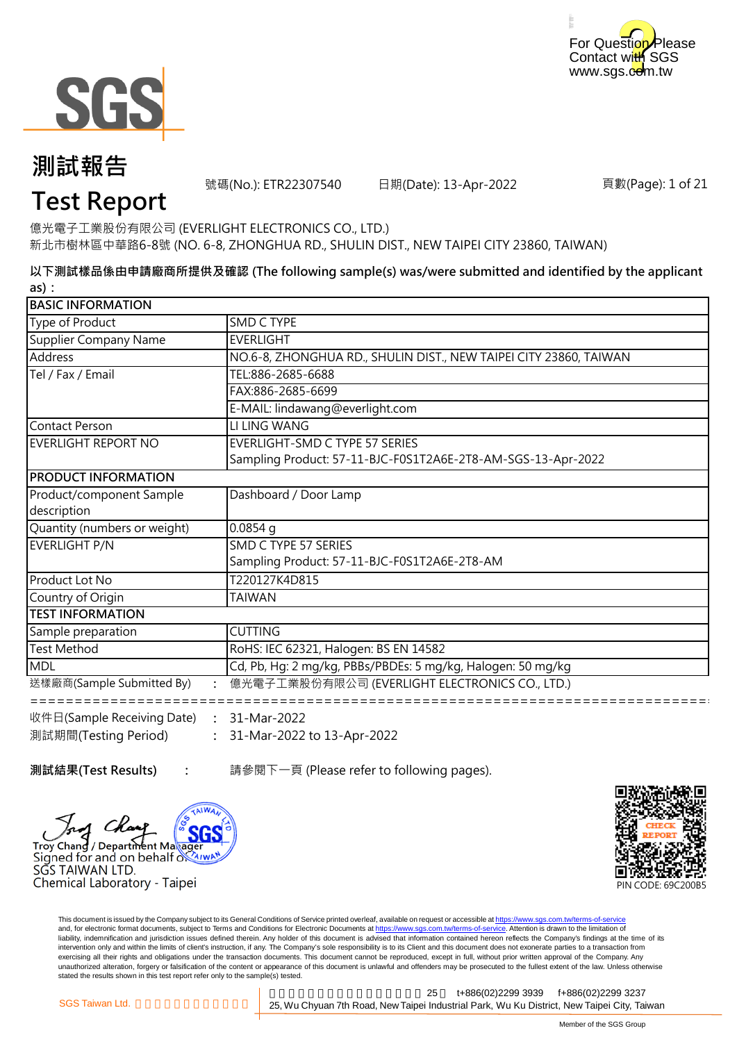For Question Please Contact with SGS
www.sgs.com.tw

# 測試報告
# Test Report

號碼(No.): ETR22307540　　日期(Date): 13-Apr-2022　　頁數(Page): 1 of 21

億光電子工業股份有限公司 (EVERLIGHT ELECTRONICS CO., LTD.)
新北市樹林區中華路6-8號 (NO. 6-8, ZHONGHUA RD., SHULIN DIST., NEW TAIPEI CITY 23860, TAIWAN)

**以下測試樣品係由申請廠商所提供及確認 (The following sample(s) was/were submitted and identified by the applicant as)：**

| BASIC INFORMATION | |
|---|---|
| Type of Product | SMD C TYPE |
| Supplier Company Name | EVERLIGHT |
| Address | NO.6-8, ZHONGHUA RD., SHULIN DIST., NEW TAIPEI CITY 23860, TAIWAN |
| Tel / Fax / Email | TEL:886-2685-6688 |
| | FAX:886-2685-6699 |
| | E-MAIL: lindawang@everlight.com |
| Contact Person | LI LING WANG |
| EVERLIGHT REPORT NO | EVERLIGHT-SMD C TYPE 57 SERIES<br>Sampling Product: 57-11-BJC-F0S1T2A6E-2T8-AM-SGS-13-Apr-2022 |
| **PRODUCT INFORMATION** | |
| Product/component Sample description | Dashboard / Door Lamp |
| Quantity (numbers or weight) | 0.0854 g |
| EVERLIGHT P/N | SMD C TYPE 57 SERIES<br>Sampling Product: 57-11-BJC-F0S1T2A6E-2T8-AM |
| Product Lot No | T220127K4D815 |
| Country of Origin | TAIWAN |
| **TEST INFORMATION** | |
| Sample preparation | CUTTING |
| Test Method | RoHS: IEC 62321, Halogen: BS EN 14582 |
| MDL | Cd, Pb, Hg: 2 mg/kg, PBBs/PBDEs: 5 mg/kg, Halogen: 50 mg/kg |

送樣廠商(Sample Submitted By)　:　億光電子工業股份有限公司 (EVERLIGHT ELECTRONICS CO., LTD.)

收件日(Sample Receiving Date)　:　31-Mar-2022
測試期間(Testing Period)　:　31-Mar-2022 to 13-Apr-2022

**測試結果(Test Results)**　:　請參閱下一頁 (Please refer to following pages).

Troy Chang / Department Manager
Signed for and on behalf of
SGS TAIWAN LTD.
Chemical Laboratory - Taipei

PIN CODE: 69C200B5

This document is issued by the Company subject to its General Conditions of Service printed overleaf, available on request or accessible at https://www.sgs.com.tw/terms-of-service and, for electronic format documents, subject to Terms and Conditions for Electronic Documents at https://www.sgs.com.tw/terms-of-service. Attention is drawn to the limitation of liability, indemnification and jurisdiction issues defined therein. Any holder of this document is advised that information contained hereon reflects the Company's findings at the time of its intervention only and within the limits of client's instruction, if any. The Company's sole responsibility is to its Client and this document does not exonerate parties to a transaction from exercising all their rights and obligations under the transaction documents. This document cannot be reproduced, except in full, without prior written approval of the Company. Any unauthorized alteration, forgery or falsification of the content or appearance of this document is unlawful and offenders may be prosecuted to the fullest extent of the law. Unless otherwise stated the results shown in this test report refer only to the sample(s) tested.

SGS Taiwan Ltd. | 25, Wu Chyuan 7th Road, New Taipei Industrial Park, Wu Ku District, New Taipei City, Taiwan t+886(02)2299 3939 f+886(02)2299 3237

Member of the SGS Group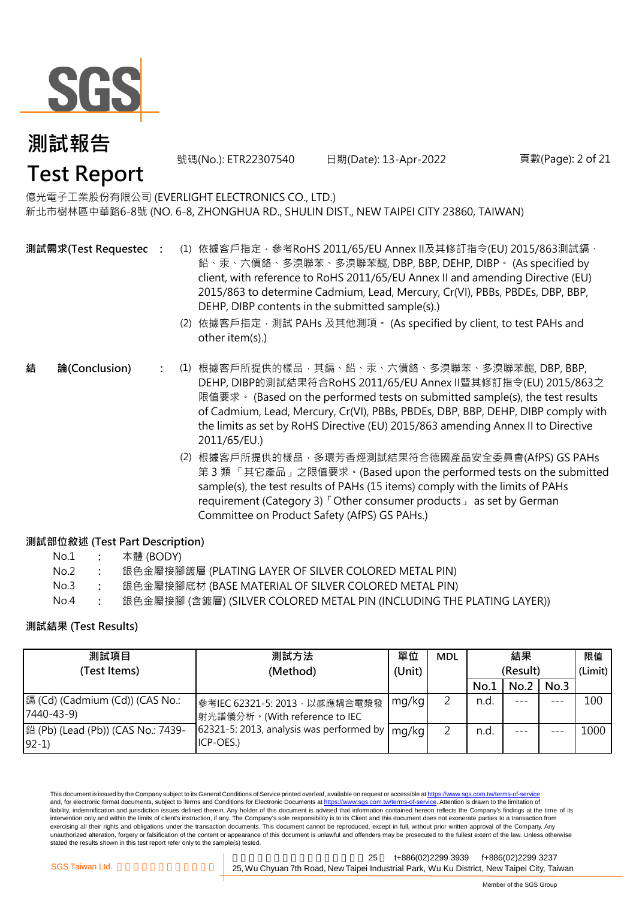# 測試報告
# Test Report

號碼(No.): ETR22307540 日期(Date): 13-Apr-2022

億光電子工業股份有限公司 (EVERLIGHT ELECTRONICS CO., LTD.)
新北市樹林區中華路6-8號 (NO. 6-8, ZHONGHUA RD., SHULIN DIST., NEW TAIPEI CITY 23860, TAIWAN)

**測試需求(Test Requested) :**

(1) 依據客戶指定，參考RoHS 2011/65/EU Annex II及其修訂指令(EU) 2015/863測試鎘、鉛、汞、六價鉻、多溴聯苯、多溴聯苯醚, DBP, BBP, DEHP, DIBP。 (As specified by client, with reference to RoHS 2011/65/EU Annex II and amending Directive (EU) 2015/863 to determine Cadmium, Lead, Mercury, Cr(VI), PBBs, PBDEs, DBP, BBP, DEHP, DIBP contents in the submitted sample(s).)

(2) 依據客戶指定，測試 PAHs 及其他測項。 (As specified by client, to test PAHs and other item(s).)

**結 論(Conclusion) :**

(1) 根據客戶所提供的樣品，其鎘、鉛、汞、六價鉻、多溴聯苯、多溴聯苯醚, DBP, BBP, DEHP, DIBP的測試結果符合RoHS 2011/65/EU Annex II暨其修訂指令(EU) 2015/863之限值要求。 (Based on the performed tests on submitted sample(s), the test results of Cadmium, Lead, Mercury, Cr(VI), PBBs, PBDEs, DBP, BBP, DEHP, DIBP comply with the limits as set by RoHS Directive (EU) 2015/863 amending Annex II to Directive 2011/65/EU.)

(2) 根據客戶所提供的樣品，多環芳香烴測試結果符合德國產品安全委員會(AfPS) GS PAHs 第 3 類 「其它產品」之限值要求。(Based upon the performed tests on the submitted sample(s), the test results of PAHs (15 items) comply with the limits of PAHs requirement (Category 3)「Other consumer products」 as set by German Committee on Product Safety (AfPS) GS PAHs.)

**測試部位敘述 (Test Part Description)**

| | | |
|---|---|---|
| No.1 | : | 本體 (BODY) |
| No.2 | : | 銀色金屬接腳鍍層 (PLATING LAYER OF SILVER COLORED METAL PIN) |
| No.3 | : | 銀色金屬接腳底材 (BASE MATERIAL OF SILVER COLORED METAL PIN) |
| No.4 | : | 銀色金屬接腳 (含鍍層) (SILVER COLORED METAL PIN (INCLUDING THE PLATING LAYER)) |

**測試結果 (Test Results)**

| 測試項目 (Test Items) | 測試方法 (Method) | 單位 (Unit) | MDL | 結果 (Result) | | | 限值 (Limit) |
|---|---|---|---|---|---|---|---|
| | | | | No.1 | No.2 | No.3 | |
| 鎘 (Cd) (Cadmium (Cd)) (CAS No.: 7440-43-9) | 參考IEC 62321-5: 2013，以感應耦合電漿發射光譜儀分析。(With reference to IEC 62321-5: 2013, analysis was performed by ICP-OES.) | mg/kg | 2 | n.d. | --- | --- | 100 |
| 鉛 (Pb) (Lead (Pb)) (CAS No.: 7439-92-1) | | mg/kg | 2 | n.d. | --- | --- | 1000 |

This document is issued by the Company subject to its General Conditions of Service printed overleaf, available on request or accessible at https://www.sgs.com.tw/terms-of-service and, for electronic format documents, subject to Terms and Conditions for Electronic Documents at https://www.sgs.com.tw/terms-of-service. Attention is drawn to the limitation of liability, indemnification and jurisdiction issues defined therein. Any holder of this document is advised that information contained hereon reflects the Company's findings at the time of its intervention only and within the limits of client's instruction, if any. The Company's sole responsibility is to its Client and this document does not exonerate parties to a transaction from exercising all their rights and obligations under the transaction documents. This document cannot be reproduced, except in full, without prior written approval of the Company. Any unauthorized alteration, forgery or falsification of the content or appearance of this document is unlawful and offenders may be prosecuted to the fullest extent of the law. Unless otherwise stated the results shown in this test report refer only to the sample(s) tested.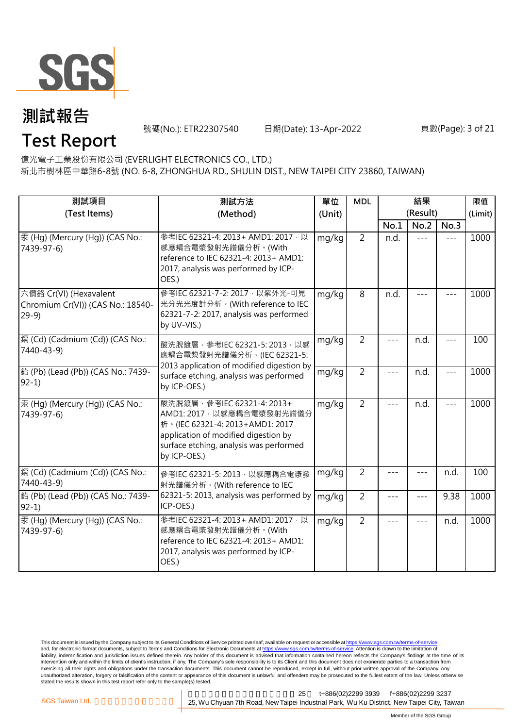# 測試報告

# Test Report

號碼(No.): ETR22307540　日期(Date): 13-Apr-2022

億光電子工業股份有限公司 (EVERLIGHT ELECTRONICS CO., LTD.)

新北市樹林區中華路6-8號 (NO. 6-8, ZHONGHUA RD., SHULIN DIST., NEW TAIPEI CITY 23860, TAIWAN)

| 測試項目 (Test Items) | 測試方法 (Method) | 單位 (Unit) | MDL | 結果 (Result) | | | 限值 (Limit) |
|---|---|---|---|---|---|---|---|
| | | | | No.1 | No.2 | No.3 | |
| 汞 (Hg) (Mercury (Hg)) (CAS No.: 7439-97-6) | 參考IEC 62321-4: 2013+ AMD1: 2017，以感應耦合電漿發射光譜儀分析。(With reference to IEC 62321-4: 2013+ AMD1: 2017, analysis was performed by ICP-OES.) | mg/kg | 2 | n.d. | --- | --- | 1000 |
| 六價鉻 Cr(VI) (Hexavalent Chromium Cr(VI)) (CAS No.: 18540-29-9) | 參考IEC 62321-7-2: 2017，以紫外光-可見光分光光度計分析。(With reference to IEC 62321-7-2: 2017, analysis was performed by UV-VIS.) | mg/kg | 8 | n.d. | --- | --- | 1000 |
| 鎘 (Cd) (Cadmium (Cd)) (CAS No.: 7440-43-9) | 酸洗脫鍍層，參考IEC 62321-5: 2013，以感應耦合電漿發射光譜儀分析。(IEC 62321-5: 2013 application of modified digestion by surface etching, analysis was performed by ICP-OES.) | mg/kg | 2 | --- | n.d. | --- | 100 |
| 鉛 (Pb) (Lead (Pb)) (CAS No.: 7439-92-1) | | mg/kg | 2 | --- | n.d. | --- | 1000 |
| 汞 (Hg) (Mercury (Hg)) (CAS No.: 7439-97-6) | 酸洗脫鍍層，參考IEC 62321-4: 2013+ AMD1: 2017，以感應耦合電漿發射光譜儀分析。(IEC 62321-4: 2013+AMD1: 2017 application of modified digestion by surface etching, analysis was performed by ICP-OES.) | mg/kg | 2 | --- | n.d. | --- | 1000 |
| 鎘 (Cd) (Cadmium (Cd)) (CAS No.: 7440-43-9) | 參考IEC 62321-5: 2013，以感應耦合電漿發射光譜儀分析。(With reference to IEC 62321-5: 2013, analysis was performed by ICP-OES.) | mg/kg | 2 | --- | --- | n.d. | 100 |
| 鉛 (Pb) (Lead (Pb)) (CAS No.: 7439-92-1) | | mg/kg | 2 | --- | --- | 9.38 | 1000 |
| 汞 (Hg) (Mercury (Hg)) (CAS No.: 7439-97-6) | 參考IEC 62321-4: 2013+ AMD1: 2017，以感應耦合電漿發射光譜儀分析。(With reference to IEC 62321-4: 2013+ AMD1: 2017, analysis was performed by ICP-OES.) | mg/kg | 2 | --- | --- | n.d. | 1000 |

This document is issued by the Company subject to its General Conditions of Service printed overleaf, available on request or accessible at https://www.sgs.com.tw/terms-of-service and, for electronic format documents, subject to Terms and Conditions for Electronic Documents at https://www.sgs.com.tw/terms-of-service. Attention is drawn to the limitation of liability, indemnification and jurisdiction issues defined therein. Any holder of this document is advised that information contained hereon reflects the Company's findings at the time of its intervention only and within the limits of client's instruction, if any. The Company's sole responsibility is to its Client and this document does not exonerate parties to a transaction from exercising all their rights and obligations under the transaction documents. This document cannot be reproduced, except in full, without prior written approval of the Company. Any unauthorized alteration, forgery or falsification of the content or appearance of this document is unlawful and offenders may be prosecuted to the fullest extent of the law. Unless otherwise stated the results shown in this test report refer only to the sample(s) tested.

SGS Taiwan Ltd. | 25, Wu Chyuan 7th Road, New Taipei Industrial Park, Wu Ku District, New Taipei City, Taiwan | t+886(02)2299 3939 f+886(02)2299 3237

Member of the SGS Group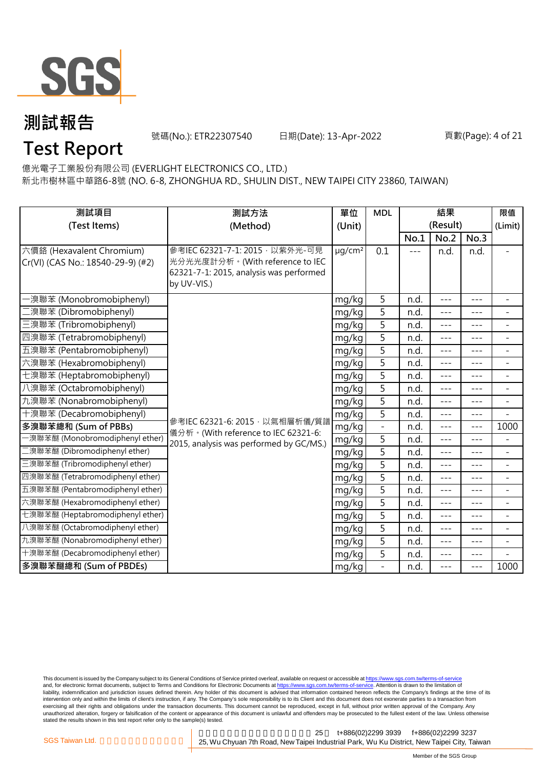# 測試報告
# Test Report

號碼(No.): ETR22307540　　日期(Date): 13-Apr-2022

億光電子工業股份有限公司 (EVERLIGHT ELECTRONICS CO., LTD.)
新北市樹林區中華路6-8號 (NO. 6-8, ZHONGHUA RD., SHULIN DIST., NEW TAIPEI CITY 23860, TAIWAN)

| 測試項目 (Test Items) | 測試方法 (Method) | 單位 (Unit) | MDL | 結果 (Result) | | | 限值 (Limit) |
|---|---|---|---|---|---|---|---|
| | | | | No.1 | No.2 | No.3 | |
| 六價鉻 (Hexavalent Chromium) Cr(VI) (CAS No.: 18540-29-9) (#2) | 參考IEC 62321-7-1: 2015，以紫外光-可見光分光光度計分析。(With reference to IEC 62321-7-1: 2015, analysis was performed by UV-VIS.) | μg/cm² | 0.1 | --- | n.d. | n.d. | - |
| 一溴聯苯 (Monobromobiphenyl) | 參考IEC 62321-6: 2015，以氣相層析儀/質譜儀分析。(With reference to IEC 62321-6: 2015, analysis was performed by GC/MS.) | mg/kg | 5 | n.d. | --- | --- | - |
| 二溴聯苯 (Dibromobiphenyl) | | mg/kg | 5 | n.d. | --- | --- | - |
| 三溴聯苯 (Tribromobiphenyl) | | mg/kg | 5 | n.d. | --- | --- | - |
| 四溴聯苯 (Tetrabromobiphenyl) | | mg/kg | 5 | n.d. | --- | --- | - |
| 五溴聯苯 (Pentabromobiphenyl) | | mg/kg | 5 | n.d. | --- | --- | - |
| 六溴聯苯 (Hexabromobiphenyl) | | mg/kg | 5 | n.d. | --- | --- | - |
| 七溴聯苯 (Heptabromobiphenyl) | | mg/kg | 5 | n.d. | --- | --- | - |
| 八溴聯苯 (Octabromobiphenyl) | | mg/kg | 5 | n.d. | --- | --- | - |
| 九溴聯苯 (Nonabromobiphenyl) | | mg/kg | 5 | n.d. | --- | --- | - |
| 十溴聯苯 (Decabromobiphenyl) | | mg/kg | 5 | n.d. | --- | --- | - |
| **多溴聯苯總和 (Sum of PBBs)** | | mg/kg | - | n.d. | --- | --- | 1000 |
| 一溴聯苯醚 (Monobromodiphenyl ether) | | mg/kg | 5 | n.d. | --- | --- | - |
| 二溴聯苯醚 (Dibromodiphenyl ether) | | mg/kg | 5 | n.d. | --- | --- | - |
| 三溴聯苯醚 (Tribromodiphenyl ether) | | mg/kg | 5 | n.d. | --- | --- | - |
| 四溴聯苯醚 (Tetrabromodiphenyl ether) | | mg/kg | 5 | n.d. | --- | --- | - |
| 五溴聯苯醚 (Pentabromodiphenyl ether) | | mg/kg | 5 | n.d. | --- | --- | - |
| 六溴聯苯醚 (Hexabromodiphenyl ether) | | mg/kg | 5 | n.d. | --- | --- | - |
| 七溴聯苯醚 (Heptabromodiphenyl ether) | | mg/kg | 5 | n.d. | --- | --- | - |
| 八溴聯苯醚 (Octabromodiphenyl ether) | | mg/kg | 5 | n.d. | --- | --- | - |
| 九溴聯苯醚 (Nonabromodiphenyl ether) | | mg/kg | 5 | n.d. | --- | --- | - |
| 十溴聯苯醚 (Decabromodiphenyl ether) | | mg/kg | 5 | n.d. | --- | --- | - |
| **多溴聯苯醚總和 (Sum of PBDEs)** | | mg/kg | - | n.d. | --- | --- | 1000 |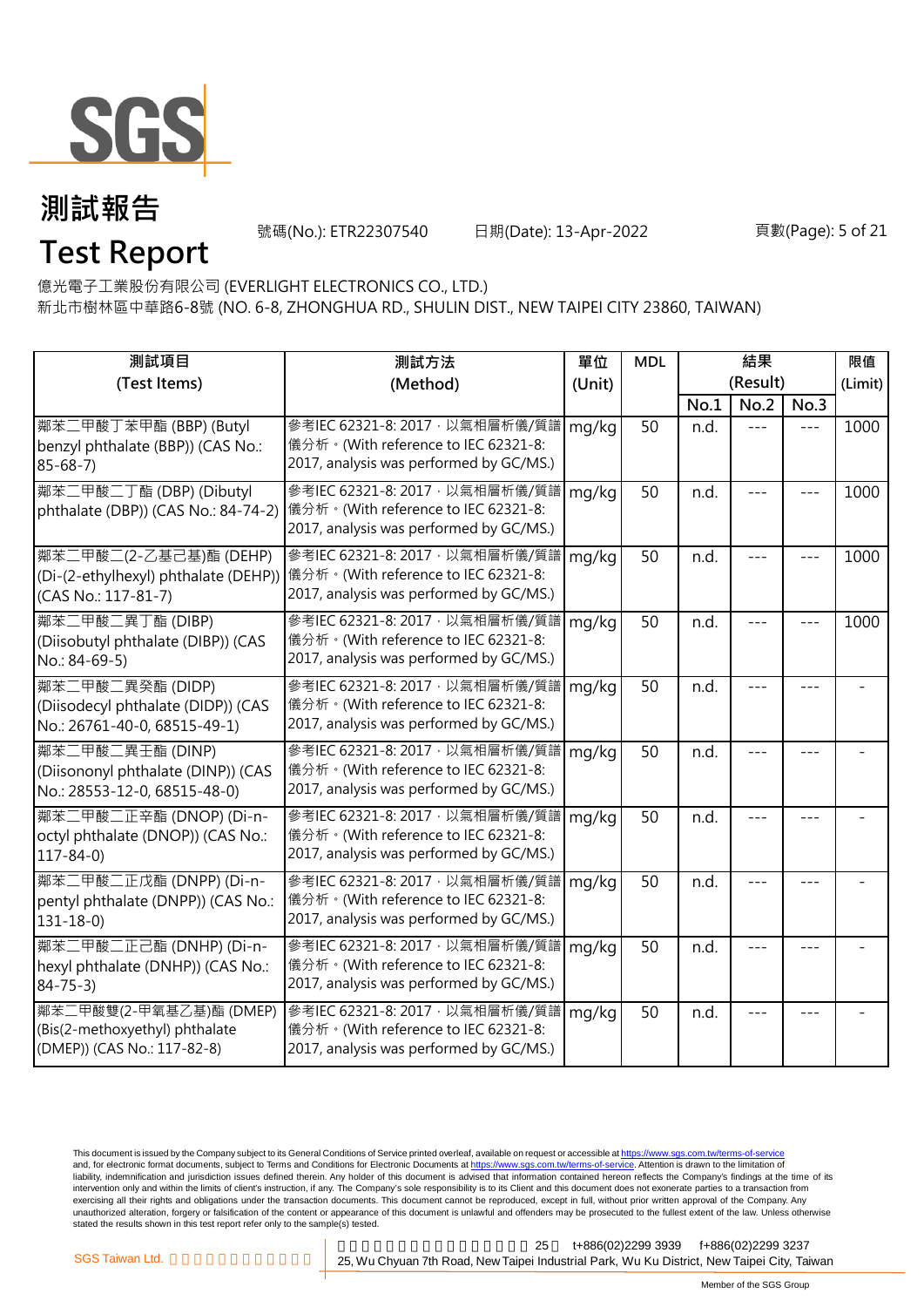# 測試報告

# Test Report

號碼(No.): ETR22307540　　日期(Date): 13-Apr-2022

億光電子工業股份有限公司 (EVERLIGHT ELECTRONICS CO., LTD.)

新北市樹林區中華路6-8號 (NO. 6-8, ZHONGHUA RD., SHULIN DIST., NEW TAIPEI CITY 23860, TAIWAN)

| 測試項目 (Test Items) | 測試方法 (Method) | 單位 (Unit) | MDL | 結果 (Result) | | | 限值 (Limit) |
|---|---|---|---|---|---|---|---|
| | | | | No.1 | No.2 | No.3 | |
| 鄰苯二甲酸丁苯甲酯 (BBP) (Butyl benzyl phthalate (BBP)) (CAS No.: 85-68-7) | 參考IEC 62321-8: 2017，以氣相層析儀/質譜儀分析。(With reference to IEC 62321-8: 2017, analysis was performed by GC/MS.) | mg/kg | 50 | n.d. | --- | --- | 1000 |
| 鄰苯二甲酸二丁酯 (DBP) (Dibutyl phthalate (DBP)) (CAS No.: 84-74-2) | 參考IEC 62321-8: 2017，以氣相層析儀/質譜儀分析。(With reference to IEC 62321-8: 2017, analysis was performed by GC/MS.) | mg/kg | 50 | n.d. | --- | --- | 1000 |
| 鄰苯二甲酸二(2-乙基己基)酯 (DEHP) (Di-(2-ethylhexyl) phthalate (DEHP)) (CAS No.: 117-81-7) | 參考IEC 62321-8: 2017，以氣相層析儀/質譜儀分析。(With reference to IEC 62321-8: 2017, analysis was performed by GC/MS.) | mg/kg | 50 | n.d. | --- | --- | 1000 |
| 鄰苯二甲酸二異丁酯 (DIBP) (Diisobutyl phthalate (DIBP)) (CAS No.: 84-69-5) | 參考IEC 62321-8: 2017，以氣相層析儀/質譜儀分析。(With reference to IEC 62321-8: 2017, analysis was performed by GC/MS.) | mg/kg | 50 | n.d. | --- | --- | 1000 |
| 鄰苯二甲酸二異癸酯 (DIDP) (Diisodecyl phthalate (DIDP)) (CAS No.: 26761-40-0, 68515-49-1) | 參考IEC 62321-8: 2017，以氣相層析儀/質譜儀分析。(With reference to IEC 62321-8: 2017, analysis was performed by GC/MS.) | mg/kg | 50 | n.d. | --- | --- | - |
| 鄰苯二甲酸二異壬酯 (DINP) (Diisononyl phthalate (DINP)) (CAS No.: 28553-12-0, 68515-48-0) | 參考IEC 62321-8: 2017，以氣相層析儀/質譜儀分析。(With reference to IEC 62321-8: 2017, analysis was performed by GC/MS.) | mg/kg | 50 | n.d. | --- | --- | - |
| 鄰苯二甲酸二正辛酯 (DNOP) (Di-n-octyl phthalate (DNOP)) (CAS No.: 117-84-0) | 參考IEC 62321-8: 2017，以氣相層析儀/質譜儀分析。(With reference to IEC 62321-8: 2017, analysis was performed by GC/MS.) | mg/kg | 50 | n.d. | --- | --- | - |
| 鄰苯二甲酸二正戊酯 (DNPP) (Di-n-pentyl phthalate (DNPP)) (CAS No.: 131-18-0) | 參考IEC 62321-8: 2017，以氣相層析儀/質譜儀分析。(With reference to IEC 62321-8: 2017, analysis was performed by GC/MS.) | mg/kg | 50 | n.d. | --- | --- | - |
| 鄰苯二甲酸二正己酯 (DNHP) (Di-n-hexyl phthalate (DNHP)) (CAS No.: 84-75-3) | 參考IEC 62321-8: 2017，以氣相層析儀/質譜儀分析。(With reference to IEC 62321-8: 2017, analysis was performed by GC/MS.) | mg/kg | 50 | n.d. | --- | --- | - |
| 鄰苯二甲酸雙(2-甲氧基乙基)酯 (DMEP) (Bis(2-methoxyethyl) phthalate (DMEP)) (CAS No.: 117-82-8) | 參考IEC 62321-8: 2017，以氣相層析儀/質譜儀分析。(With reference to IEC 62321-8: 2017, analysis was performed by GC/MS.) | mg/kg | 50 | n.d. | --- | --- | - |

This document is issued by the Company subject to its General Conditions of Service printed overleaf, available on request or accessible at https://www.sgs.com.tw/terms-of-service and, for electronic format documents, subject to Terms and Conditions for Electronic Documents at https://www.sgs.com.tw/terms-of-service. Attention is drawn to the limitation of liability, indemnification and jurisdiction issues defined therein. Any holder of this document is advised that information contained hereon reflects the Company's findings at the time of its intervention only and within the limits of client's instruction, if any. The Company's sole responsibility is to its Client and this document does not exonerate parties to a transaction from exercising all their rights and obligations under the transaction documents. This document cannot be reproduced, except in full, without prior written approval of the Company. Any unauthorized alteration, forgery or falsification of the content or appearance of this document is unlawful and offenders may be prosecuted to the fullest extent of the law. Unless otherwise stated the results shown in this test report refer only to the sample(s) tested.

SGS Taiwan Ltd. | 25 t+886(02)2299 3939 f+886(02)2299 3237 | 25, Wu Chyuan 7th Road, New Taipei Industrial Park, Wu Ku District, New Taipei City, Taiwan

Member of the SGS Group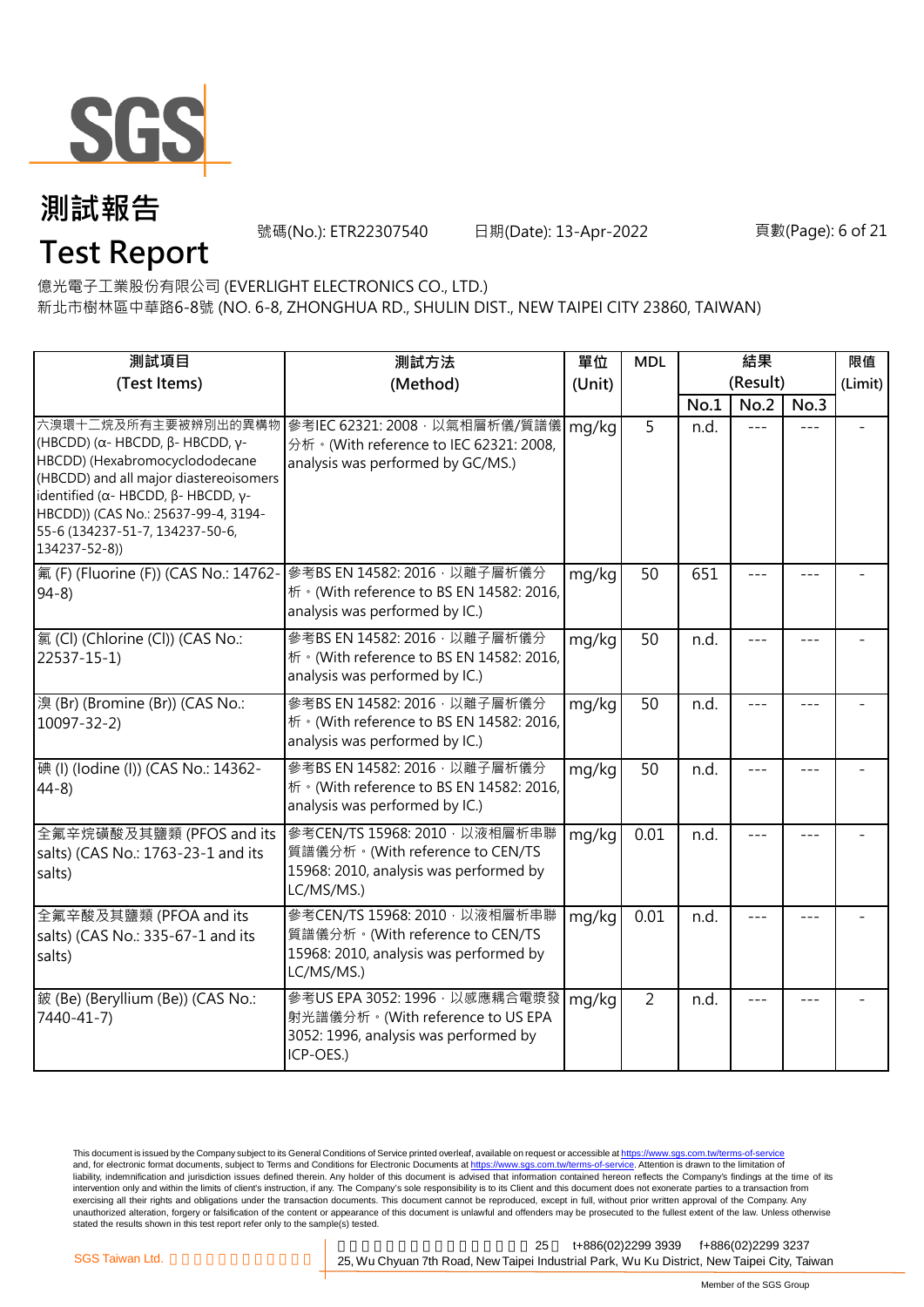# 測試報告

# Test Report

號碼(No.): ETR22307540　　日期(Date): 13-Apr-2022

億光電子工業股份有限公司 (EVERLIGHT ELECTRONICS CO., LTD.)

新北市樹林區中華路6-8號 (NO. 6-8, ZHONGHUA RD., SHULIN DIST., NEW TAIPEI CITY 23860, TAIWAN)

| 測試項目 (Test Items) | 測試方法 (Method) | 單位 (Unit) | MDL | 結果 (Result) | | | 限值 (Limit) |
|---|---|---|---|---|---|---|---|
| | | | | No.1 | No.2 | No.3 | |
| 六溴環十二烷及所有主要被辨別出的異構物 (HBCDD) (α- HBCDD, β- HBCDD, γ- HBCDD) (Hexabromocyclododecane (HBCDD) and all major diastereoisomers identified (α- HBCDD, β- HBCDD, γ- HBCDD)) (CAS No.: 25637-99-4, 3194-55-6 (134237-51-7, 134237-50-6, 134237-52-8)) | 參考IEC 62321: 2008，以氣相層析儀/質譜儀分析。(With reference to IEC 62321: 2008, analysis was performed by GC/MS.) | mg/kg | 5 | n.d. | --- | --- | - |
| 氟 (F) (Fluorine (F)) (CAS No.: 14762-94-8) | 參考BS EN 14582: 2016，以離子層析儀分析。(With reference to BS EN 14582: 2016, analysis was performed by IC.) | mg/kg | 50 | 651 | --- | --- | - |
| 氯 (Cl) (Chlorine (Cl)) (CAS No.: 22537-15-1) | 參考BS EN 14582: 2016，以離子層析儀分析。(With reference to BS EN 14582: 2016, analysis was performed by IC.) | mg/kg | 50 | n.d. | --- | --- | - |
| 溴 (Br) (Bromine (Br)) (CAS No.: 10097-32-2) | 參考BS EN 14582: 2016，以離子層析儀分析。(With reference to BS EN 14582: 2016, analysis was performed by IC.) | mg/kg | 50 | n.d. | --- | --- | - |
| 碘 (I) (Iodine (I)) (CAS No.: 14362-44-8) | 參考BS EN 14582: 2016，以離子層析儀分析。(With reference to BS EN 14582: 2016, analysis was performed by IC.) | mg/kg | 50 | n.d. | --- | --- | - |
| 全氟辛烷磺酸及其鹽類 (PFOS and its salts) (CAS No.: 1763-23-1 and its salts) | 參考CEN/TS 15968: 2010，以液相層析串聯質譜儀分析。(With reference to CEN/TS 15968: 2010, analysis was performed by LC/MS/MS.) | mg/kg | 0.01 | n.d. | --- | --- | - |
| 全氟辛酸及其鹽類 (PFOA and its salts) (CAS No.: 335-67-1 and its salts) | 參考CEN/TS 15968: 2010，以液相層析串聯質譜儀分析。(With reference to CEN/TS 15968: 2010, analysis was performed by LC/MS/MS.) | mg/kg | 0.01 | n.d. | --- | --- | - |
| 鈹 (Be) (Beryllium (Be)) (CAS No.: 7440-41-7) | 參考US EPA 3052: 1996，以感應耦合電漿發射光譜儀分析。(With reference to US EPA 3052: 1996, analysis was performed by ICP-OES.) | mg/kg | 2 | n.d. | --- | --- | - |

This document is issued by the Company subject to its General Conditions of Service printed overleaf, available on request or accessible at https://www.sgs.com.tw/terms-of-service and, for electronic format documents, subject to Terms and Conditions for Electronic Documents at https://www.sgs.com.tw/terms-of-service. Attention is drawn to the limitation of liability, indemnification and jurisdiction issues defined therein. Any holder of this document is advised that information contained hereon reflects the Company's findings at the time of its intervention only and within the limits of client's instruction, if any. The Company's sole responsibility is to its Client and this document does not exonerate parties to a transaction from exercising all their rights and obligations under the transaction documents. This document cannot be reproduced, except in full, without prior written approval of the Company. Any unauthorized alteration, forgery or falsification of the content or appearance of this document is unlawful and offenders may be prosecuted to the fullest extent of the law. Unless otherwise stated the results shown in this test report refer only to the sample(s) tested.

SGS Taiwan Ltd. | 25, Wu Chyuan 7th Road, New Taipei Industrial Park, Wu Ku District, New Taipei City, Taiwan | t+886(02)2299 3939 f+886(02)2299 3237

Member of the SGS Group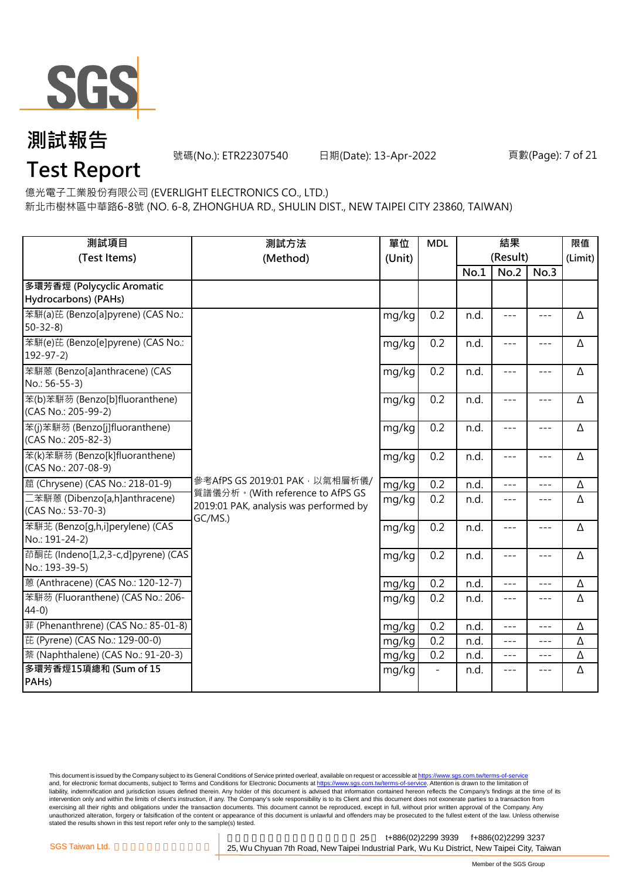# 測試報告

# Test Report

號碼(No.): ETR22307540　　日期(Date): 13-Apr-2022

億光電子工業股份有限公司 (EVERLIGHT ELECTRONICS CO., LTD.)

新北市樹林區中華路6-8號 (NO. 6-8, ZHONGHUA RD., SHULIN DIST., NEW TAIPEI CITY 23860, TAIWAN)

| 測試項目 (Test Items) | 測試方法 (Method) | 單位 (Unit) | MDL | 結果 (Result) | | | 限值 (Limit) |
|---|---|---|---|---|---|---|---|
| | | | | No.1 | No.2 | No.3 | |
| **多環芳香烴 (Polycyclic Aromatic Hydrocarbons) (PAHs)** | | | | | | | |
| 苯駢(a)芘 (Benzo[a]pyrene) (CAS No.: 50-32-8) | 參考AfPS GS 2019:01 PAK，以氣相層析儀/質譜儀分析。(With reference to AfPS GS 2019:01 PAK, analysis was performed by GC/MS.) | mg/kg | 0.2 | n.d. | --- | --- | Δ |
| 苯駢(e)芘 (Benzo[e]pyrene) (CAS No.: 192-97-2) | | mg/kg | 0.2 | n.d. | --- | --- | Δ |
| 苯駢蒽 (Benzo[a]anthracene) (CAS No.: 56-55-3) | | mg/kg | 0.2 | n.d. | --- | --- | Δ |
| 苯(b)苯駢芴 (Benzo[b]fluoranthene) (CAS No.: 205-99-2) | | mg/kg | 0.2 | n.d. | --- | --- | Δ |
| 苯(j)苯駢芴 (Benzo[j]fluoranthene) (CAS No.: 205-82-3) | | mg/kg | 0.2 | n.d. | --- | --- | Δ |
| 苯(k)苯駢芴 (Benzo[k]fluoranthene) (CAS No.: 207-08-9) | | mg/kg | 0.2 | n.d. | --- | --- | Δ |
| 䓛 (Chrysene) (CAS No.: 218-01-9) | | mg/kg | 0.2 | n.d. | --- | --- | Δ |
| 二苯駢蒽 (Dibenzo[a,h]anthracene) (CAS No.: 53-70-3) | | mg/kg | 0.2 | n.d. | --- | --- | Δ |
| 苯駢苝 (Benzo[g,h,i]perylene) (CAS No.: 191-24-2) | | mg/kg | 0.2 | n.d. | --- | --- | Δ |
| 茚酮芘 (Indeno[1,2,3-c,d]pyrene) (CAS No.: 193-39-5) | | mg/kg | 0.2 | n.d. | --- | --- | Δ |
| 蒽 (Anthracene) (CAS No.: 120-12-7) | | mg/kg | 0.2 | n.d. | --- | --- | Δ |
| 苯駢芴 (Fluoranthene) (CAS No.: 206-44-0) | | mg/kg | 0.2 | n.d. | --- | --- | Δ |
| 菲 (Phenanthrene) (CAS No.: 85-01-8) | | mg/kg | 0.2 | n.d. | --- | --- | Δ |
| 芘 (Pyrene) (CAS No.: 129-00-0) | | mg/kg | 0.2 | n.d. | --- | --- | Δ |
| 萘 (Naphthalene) (CAS No.: 91-20-3) | | mg/kg | 0.2 | n.d. | --- | --- | Δ |
| **多環芳香烴15項總和 (Sum of 15 PAHs)** | | mg/kg | - | n.d. | --- | --- | Δ |

This document is issued by the Company subject to its General Conditions of Service printed overleaf, available on request or accessible at https://www.sgs.com.tw/terms-of-service and, for electronic format documents, subject to Terms and Conditions for Electronic Documents at https://www.sgs.com.tw/terms-of-service. Attention is drawn to the limitation of liability, indemnification and jurisdiction issues defined therein. Any holder of this document is advised that information contained hereon reflects the Company's findings at the time of its intervention only and within the limits of client's instruction, if any. The Company's sole responsibility is to its Client and this document does not exonerate parties to a transaction from exercising all their rights and obligations under the transaction documents. This document cannot be reproduced, except in full, without prior written approval of the Company. Any unauthorized alteration, forgery or falsification of the content or appearance of this document is unlawful and offenders may be prosecuted to the fullest extent of the law. Unless otherwise stated the results shown in this test report refer only to the sample(s) tested.

SGS Taiwan Ltd. | 25, Wu Chyuan 7th Road, New Taipei Industrial Park, Wu Ku District, New Taipei City, Taiwan | t+886(02)2299 3939 | f+886(02)2299 3237

Member of the SGS Group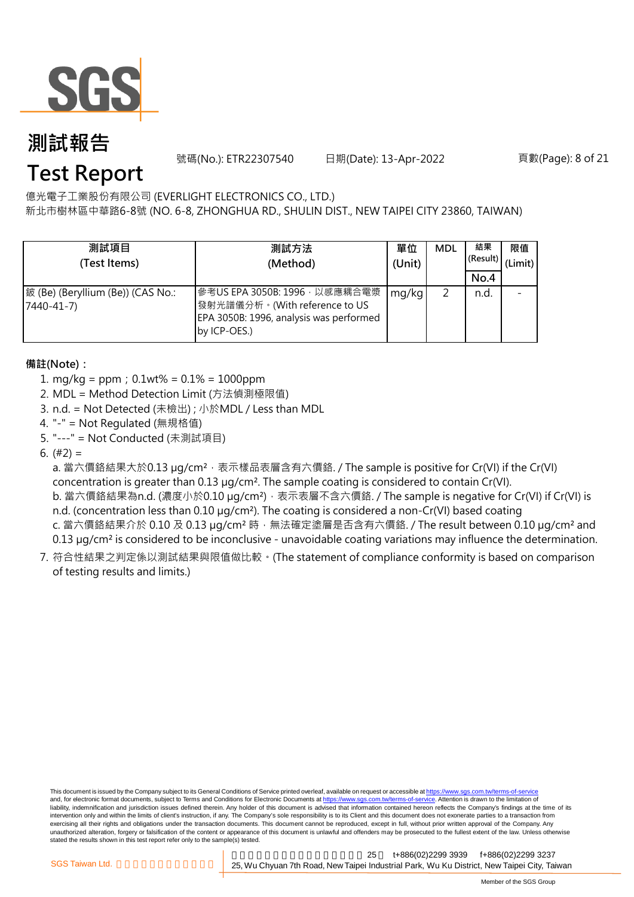# 測試報告

# Test Report

號碼(No.): ETR22307540　　日期(Date): 13-Apr-2022

億光電子工業股份有限公司 (EVERLIGHT ELECTRONICS CO., LTD.)

新北市樹林區中華路6-8號 (NO. 6-8, ZHONGHUA RD., SHULIN DIST., NEW TAIPEI CITY 23860, TAIWAN)

| 測試項目 (Test Items) | 測試方法 (Method) | 單位 (Unit) | MDL | 結果 (Result) | 限值 (Limit) |
|---|---|---|---|---|---|
| | | | | No.4 | |
| 鈹 (Be) (Beryllium (Be)) (CAS No.: 7440-41-7) | 參考US EPA 3050B: 1996，以感應耦合電漿發射光譜儀分析。(With reference to US EPA 3050B: 1996, analysis was performed by ICP-OES.) | mg/kg | 2 | n.d. | - |

**備註(Note)：**

1. mg/kg = ppm；0.1wt% = 0.1% = 1000ppm
2. MDL = Method Detection Limit (方法偵測極限值)
3. n.d. = Not Detected (未檢出) ; 小於MDL / Less than MDL
4. "-" = Not Regulated (無規格值)
5. "---" = Not Conducted (未測試項目)
6. (#2) =

   a. 當六價鉻結果大於0.13 μg/cm$^2$，表示樣品表層含有六價鉻. / The sample is positive for Cr(VI) if the Cr(VI) concentration is greater than 0.13 μg/cm$^2$. The sample coating is considered to contain Cr(VI).

   b. 當六價鉻結果為n.d. (濃度小於0.10 μg/cm$^2$)，表示表層不含六價鉻. / The sample is negative for Cr(VI) if Cr(VI) is n.d. (concentration less than 0.10 μg/cm$^2$). The coating is considered a non-Cr(VI) based coating

   c. 當六價鉻結果介於 0.10 及 0.13 μg/cm$^2$ 時，無法確定塗層是否含有六價鉻. / The result between 0.10 μg/cm$^2$ and 0.13 μg/cm$^2$ is considered to be inconclusive - unavoidable coating variations may influence the determination.

7. 符合性結果之判定係以測試結果與限值做比較。(The statement of compliance conformity is based on comparison of testing results and limits.)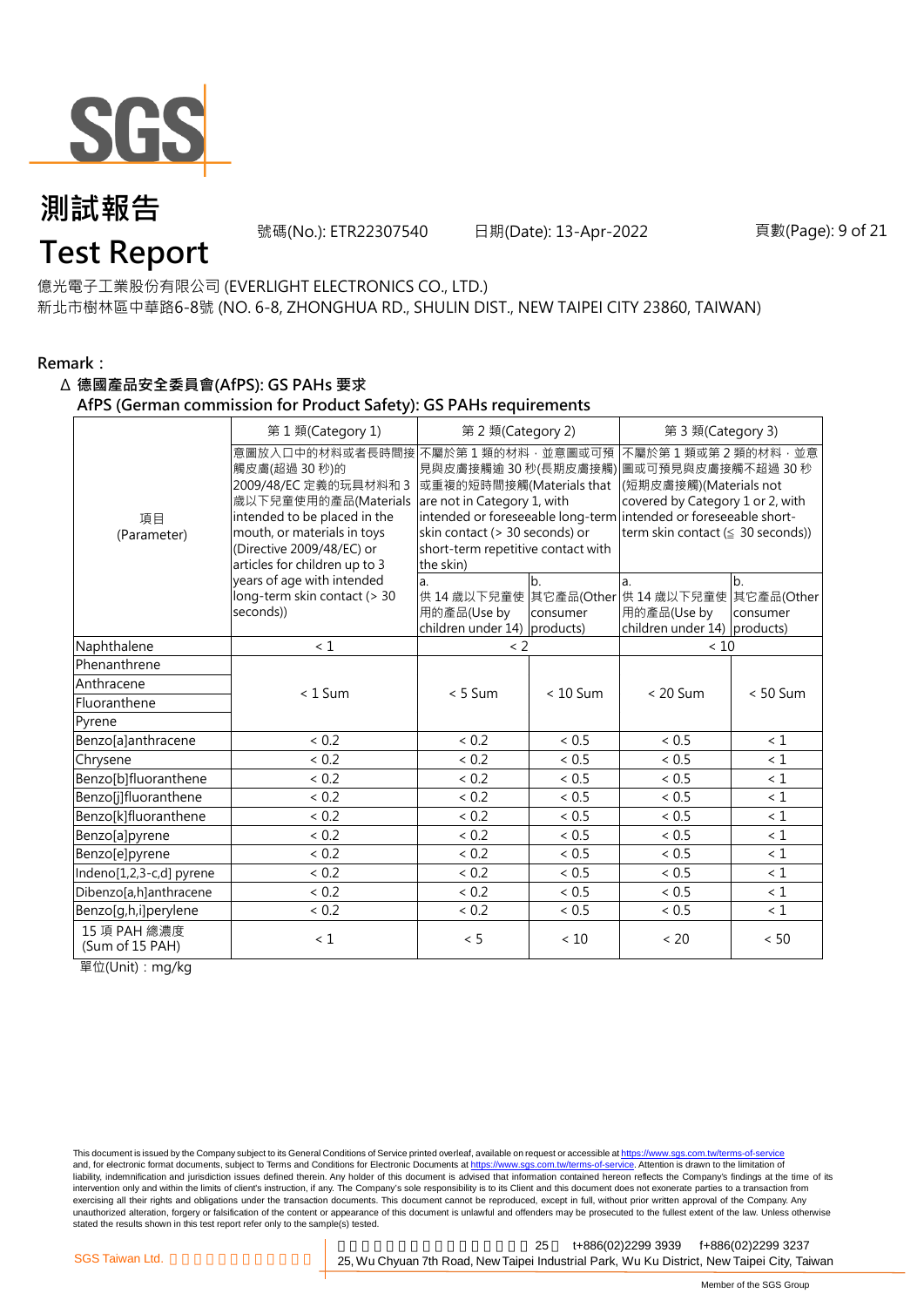# 測試報告
# Test Report

號碼(No.): ETR22307540　　日期(Date): 13-Apr-2022

億光電子工業股份有限公司 (EVERLIGHT ELECTRONICS CO., LTD.)
新北市樹林區中華路6-8號 (NO. 6-8, ZHONGHUA RD., SHULIN DIST., NEW TAIPEI CITY 23860, TAIWAN)

**Remark：**

**Δ 德國產品安全委員會(AfPS): GS PAHs 要求**
**AfPS (German commission for Product Safety): GS PAHs requirements**

| 項目 (Parameter) | 第 1 類(Category 1) | 第 2 類(Category 2) | | 第 3 類(Category 3) | |
|---|---|---|---|---|---|
| | 意圖放入口中的材料或者長時間接觸皮膚(超過 30 秒)的 2009/48/EC 定義的玩具材料和 3 歲以下兒童使用的產品(Materials intended to be placed in the mouth, or materials in toys (Directive 2009/48/EC) or articles for children up to 3 years of age with intended long-term skin contact (> 30 seconds)) | 不屬於第 1 類的材料，並意圖或可預見與皮膚接觸逾 30 秒(長期皮膚接觸)或重複的短時間接觸(Materials that are not in Category 1, with intended or foreseeable long-term skin contact (> 30 seconds) or short-term repetitive contact with the skin) | | 不屬於第 1 類或第 2 類的材料，並意圖或可預見與皮膚接觸不超過 30 秒(短期皮膚接觸)(Materials not covered by Category 1 or 2, with intended or foreseeable short-term skin contact (≤ 30 seconds)) | |
| | | a. 供 14 歲以下兒童使用的產品(Use by children under 14) | b. 其它產品(Other consumer products) | a. 供 14 歲以下兒童使用的產品(Use by children under 14) | b. 其它產品(Other consumer products) |
| Naphthalene | < 1 | < 2 | | < 10 | |
| Phenanthrene | < 1 Sum | < 5 Sum | < 10 Sum | < 20 Sum | < 50 Sum |
| Anthracene | | | | | |
| Fluoranthene | | | | | |
| Pyrene | | | | | |
| Benzo[a]anthracene | < 0.2 | < 0.2 | < 0.5 | < 0.5 | < 1 |
| Chrysene | < 0.2 | < 0.2 | < 0.5 | < 0.5 | < 1 |
| Benzo[b]fluoranthene | < 0.2 | < 0.2 | < 0.5 | < 0.5 | < 1 |
| Benzo[j]fluoranthene | < 0.2 | < 0.2 | < 0.5 | < 0.5 | < 1 |
| Benzo[k]fluoranthene | < 0.2 | < 0.2 | < 0.5 | < 0.5 | < 1 |
| Benzo[a]pyrene | < 0.2 | < 0.2 | < 0.5 | < 0.5 | < 1 |
| Benzo[e]pyrene | < 0.2 | < 0.2 | < 0.5 | < 0.5 | < 1 |
| Indeno[1,2,3-c,d] pyrene | < 0.2 | < 0.2 | < 0.5 | < 0.5 | < 1 |
| Dibenzo[a,h]anthracene | < 0.2 | < 0.2 | < 0.5 | < 0.5 | < 1 |
| Benzo[g,h,i]perylene | < 0.2 | < 0.2 | < 0.5 | < 0.5 | < 1 |
| 15 項 PAH 總濃度 (Sum of 15 PAH) | < 1 | < 5 | < 10 | < 20 | < 50 |

單位(Unit)：mg/kg

This document is issued by the Company subject to its General Conditions of Service printed overleaf, available on request or accessible at https://www.sgs.com.tw/terms-of-service and, for electronic format documents, subject to Terms and Conditions for Electronic Documents at https://www.sgs.com.tw/terms-of-service. Attention is drawn to the limitation of liability, indemnification and jurisdiction issues defined therein. Any holder of this document is advised that information contained hereon reflects the Company's findings at the time of its intervention only and within the limits of client's instruction, if any. The Company's sole responsibility is to its Client and this document does not exonerate parties to a transaction from exercising all their rights and obligations under the transaction documents. This document cannot be reproduced, except in full, without prior written approval of the Company. Any unauthorized alteration, forgery or falsification of the content or appearance of this document is unlawful and offenders may be prosecuted to the fullest extent of the law. Unless otherwise stated the results shown in this test report refer only to the sample(s) tested.

SGS Taiwan Ltd. 25, Wu Chyuan 7th Road, New Taipei Industrial Park, Wu Ku District, New Taipei City, Taiwan t+886(02)2299 3939 f+886(02)2299 3237

Member of the SGS Group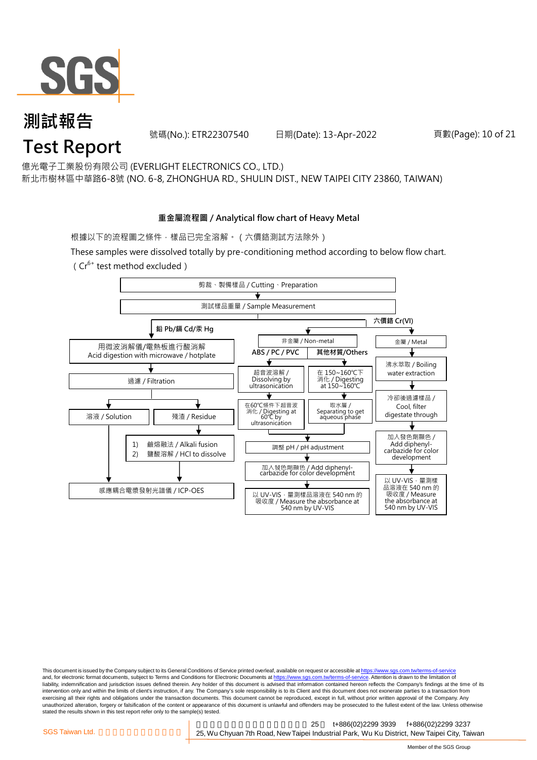# 測試報告
# Test Report

號碼(No.): ETR22307540　　日期(Date): 13-Apr-2022

億光電子工業股份有限公司 (EVERLIGHT ELECTRONICS CO., LTD.)
新北市樹林區中華路6-8號 (NO. 6-8, ZHONGHUA RD., SHULIN DIST., NEW TAIPEI CITY 23860, TAIWAN)

## 重金屬流程圖 / Analytical flow chart of Heavy Metal

根據以下的流程圖之條件，樣品已完全溶解。（六價鉻測試方法除外）

These samples were dissolved totally by pre-conditioning method according to below flow chart.
（$Cr^{6+}$ test method excluded）

剪裁、製備樣品 / Cutting、Preparation
↓
測試樣品重量 / Sample Measurement

**鉛 Pb/鎘 Cd/汞 Hg**
- 用微波消解儀/電熱板進行酸消解 / Acid digestion with microwave / hotplate
- ↓ 過濾 / Filtration
- ↓ 溶液 / Solution → 感應耦合電漿發射光譜儀 / ICP-OES
- ↓ 殘渣 / Residue → 1) 鹼熔融法 / Alkali fusion 2) 鹽酸溶解 / HCl to dissolve → 感應耦合電漿發射光譜儀 / ICP-OES

**六價鉻 Cr(VI)**

非金屬 / Non-metal
- **ABS / PC / PVC**: 超音波溶解 / Dissolving by ultrasonication → 在60℃條件下超音波消化 / Digesting at 60℃ by ultrasonication
- **其他材質/Others**: 在 150~160℃下消化 / Digesting at 150~160℃ → 取水層 / Separating to get aqueous phase
- ↓ 調整 pH / pH adjustment
- ↓ 加入發色劑顯色 / Add diphenyl-carbazide for color development
- ↓ 以 UV-VIS，量測樣品溶液在 540 nm 的吸收度 / Measure the absorbance at 540 nm by UV-VIS

金屬 / Metal
- ↓ 沸水萃取 / Boiling water extraction
- ↓ 冷卻後過濾樣品 / Cool, filter digestate through
- ↓ 加入發色劑顯色 / Add diphenyl-carbazide for color development
- ↓ 以 UV-VIS，量測樣品溶液在 540 nm 的吸收度 / Measure the absorbance at 540 nm by UV-VIS

This document is issued by the Company subject to its General Conditions of Service printed overleaf, available on request or accessible at https://www.sgs.com.tw/terms-of-service and, for electronic format documents, subject to Terms and Conditions for Electronic Documents at https://www.sgs.com.tw/terms-of-service. Attention is drawn to the limitation of liability, indemnification and jurisdiction issues defined therein. Any holder of this document is advised that information contained hereon reflects the Company's findings at the time of its intervention only and within the limits of client's instruction, if any. The Company's sole responsibility is to its Client and this document does not exonerate parties to a transaction from exercising all their rights and obligations under the transaction documents. This document cannot be reproduced, except in full, without prior written approval of the Company. Any unauthorized alteration, forgery or falsification of the content or appearance of this document is unlawful and offenders may be prosecuted to the fullest extent of the law. Unless otherwise stated the results shown in this test report refer only to the sample(s) tested.

SGS Taiwan Ltd. 25, Wu Chyuan 7th Road, New Taipei Industrial Park, Wu Ku District, New Taipei City, Taiwan　t+886(02)2299 3939　f+886(02)2299 3237

Member of the SGS Group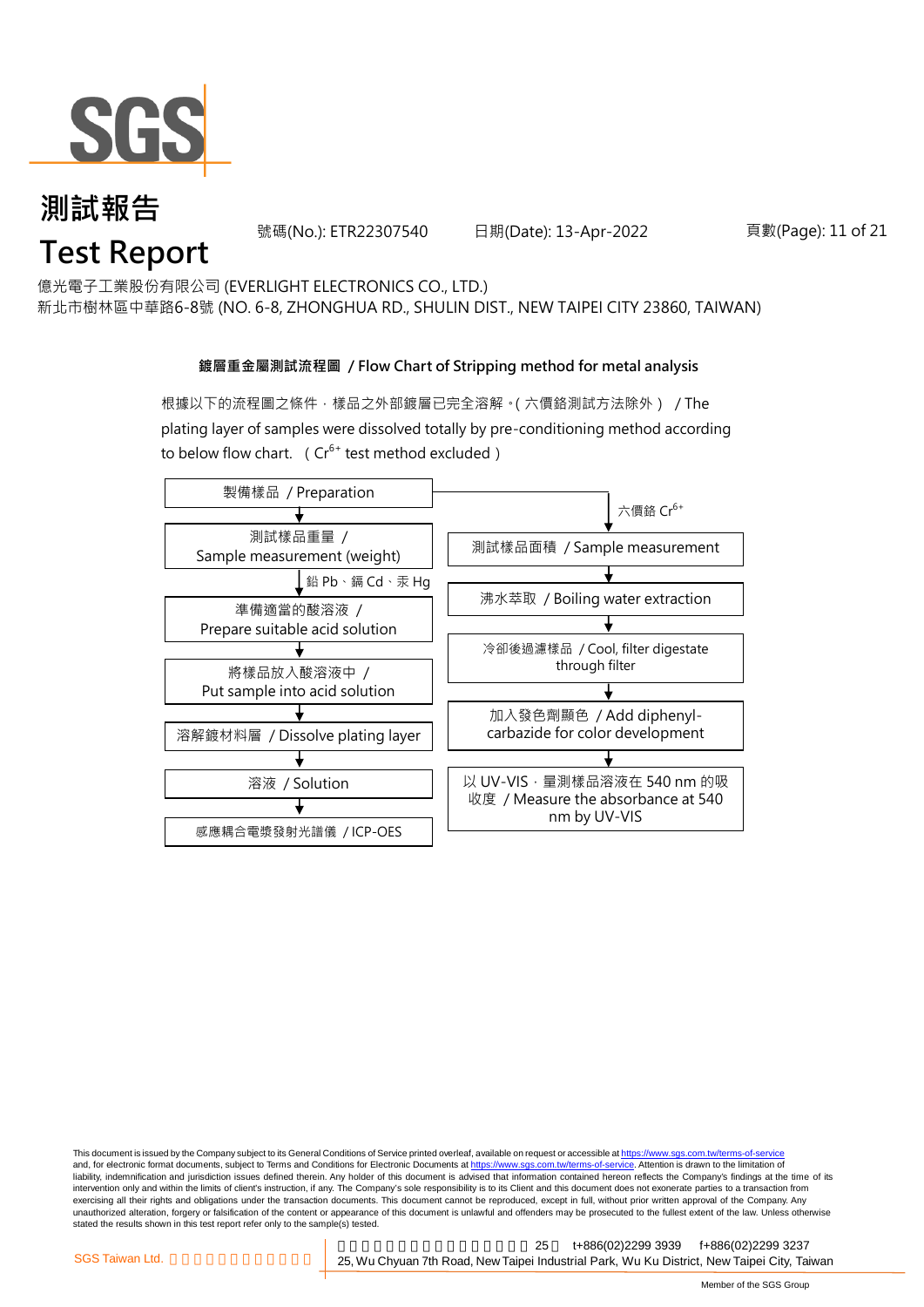測試報告

# Test Report

號碼(No.): ETR22307540　日期(Date): 13-Apr-2022

億光電子工業股份有限公司 (EVERLIGHT ELECTRONICS CO., LTD.)
新北市樹林區中華路6-8號 (NO. 6-8, ZHONGHUA RD., SHULIN DIST., NEW TAIPEI CITY 23860, TAIWAN)

## 鍍層重金屬測試流程圖 / Flow Chart of Stripping method for metal analysis

根據以下的流程圖之條件，樣品之外部鍍層已完全溶解。( 六價鉻測試方法除外 ) / The plating layer of samples were dissolved totally by pre-conditioning method according to below flow chart. ( $Cr^{6+}$ test method excluded )

製備樣品 / Preparation

**鉛 Pb、鎘 Cd、汞 Hg:**

1. 測試樣品重量 / Sample measurement (weight)
2. 準備適當的酸溶液 / Prepare suitable acid solution
3. 將樣品放入酸溶液中 / Put sample into acid solution
4. 溶解鍍材料層 / Dissolve plating layer
5. 溶液 / Solution
6. 感應耦合電漿發射光譜儀 / ICP-OES

**六價鉻 $Cr^{6+}$:**

1. 測試樣品面積 / Sample measurement
2. 沸水萃取 / Boiling water extraction
3. 冷卻後過濾樣品 / Cool, filter digestate through filter
4. 加入發色劑顯色 / Add diphenyl-carbazide for color development
5. 以 UV-VIS，量測樣品溶液在 540 nm 的吸收度 / Measure the absorbance at 540 nm by UV-VIS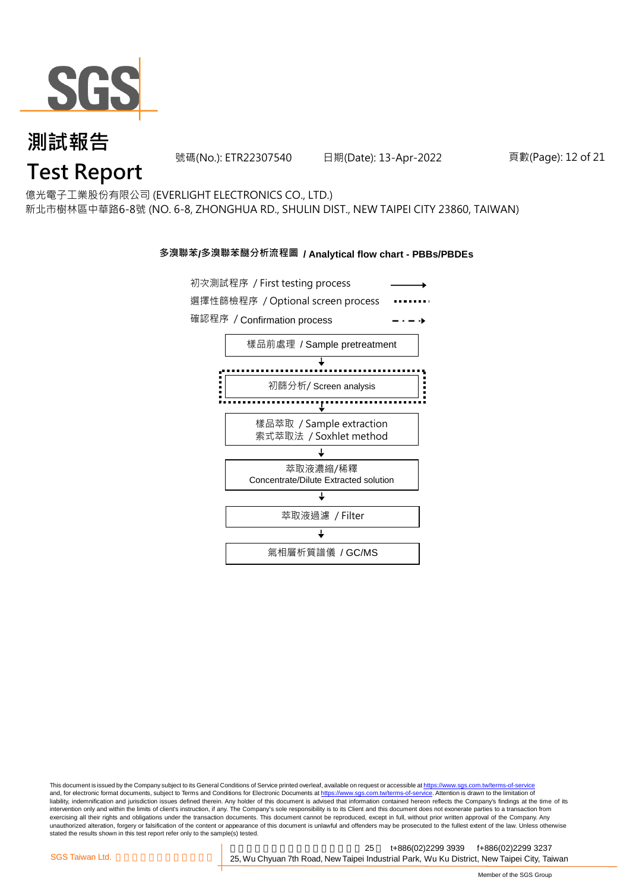# 測試報告
# Test Report

號碼(No.): ETR22307540　　日期(Date): 13-Apr-2022

億光電子工業股份有限公司 (EVERLIGHT ELECTRONICS CO., LTD.)
新北市樹林區中華路6-8號 (NO. 6-8, ZHONGHUA RD., SHULIN DIST., NEW TAIPEI CITY 23860, TAIWAN)

## 多溴聯苯/多溴聯苯醚分析流程圖 / Analytical flow chart - PBBs/PBDEs

- 初次測試程序 / First testing process ⟶
- 選擇性篩檢程序 / Optional screen process ········
- 確認程序 / Confirmation process – · – ·▸

樣品前處理 / Sample pretreatment
↓
初篩分析/ Screen analysis
↓
樣品萃取 / Sample extraction
索式萃取法 / Soxhlet method
↓
萃取液濃縮/稀釋
Concentrate/Dilute Extracted solution
↓
萃取液過濾 / Filter
↓
氣相層析質譜儀 / GC/MS

This document is issued by the Company subject to its General Conditions of Service printed overleaf, available on request or accessible at https://www.sgs.com.tw/terms-of-service and, for electronic format documents, subject to Terms and Conditions for Electronic Documents at https://www.sgs.com.tw/terms-of-service. Attention is drawn to the limitation of liability, indemnification and jurisdiction issues defined therein. Any holder of this document is advised that information contained hereon reflects the Company's findings at the time of its intervention only and within the limits of client's instruction, if any. The Company's sole responsibility is to its Client and this document does not exonerate parties to a transaction from exercising all their rights and obligations under the transaction documents. This document cannot be reproduced, except in full, without prior written approval of the Company. Any unauthorized alteration, forgery or falsification of the content or appearance of this document is unlawful and offenders may be prosecuted to the fullest extent of the law. Unless otherwise stated the results shown in this test report refer only to the sample(s) tested.

SGS Taiwan Ltd. | 25, Wu Chyuan 7th Road, New Taipei Industrial Park, Wu Ku District, New Taipei City, Taiwan | t+886(02)2299 3939 | f+886(02)2299 3237

Member of the SGS Group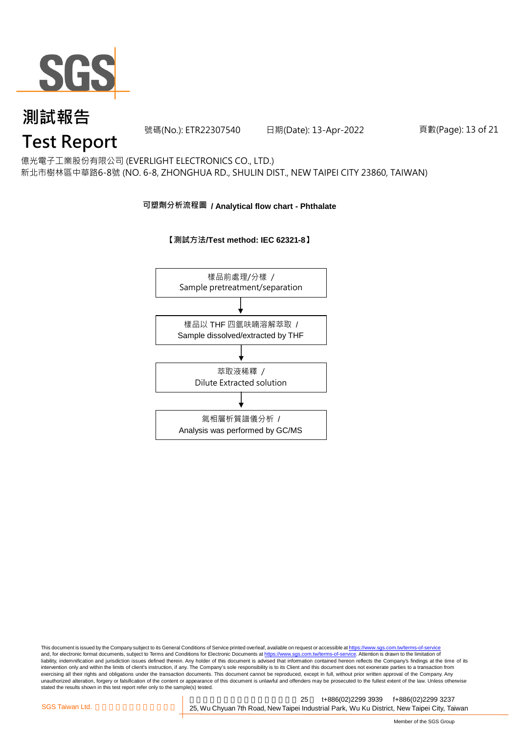億光電子工業股份有限公司 (EVERLIGHT ELECTRONICS CO., LTD.)
新北市樹林區中華路6-8號 (NO. 6-8, ZHONGHUA RD., SHULIN DIST., NEW TAIPEI CITY 23860, TAIWAN)

## 可塑劑分析流程圖 / Analytical flow chart - Phthalate

**【測試方法/Test method: IEC 62321-8】**

樣品前處理/分樣 / Sample pretreatment/separation

↓

樣品以 THF 四氫呋喃溶解萃取 / Sample dissolved/extracted by THF

↓

萃取液稀釋 / Dilute Extracted solution

↓

氣相層析質譜儀分析 / Analysis was performed by GC/MS

This document is issued by the Company subject to its General Conditions of Service printed overleaf, available on request or accessible at https://www.sgs.com.tw/terms-of-service and, for electronic format documents, subject to Terms and Conditions for Electronic Documents at https://www.sgs.com.tw/terms-of-service. Attention is drawn to the limitation of liability, indemnification and jurisdiction issues defined therein. Any holder of this document is advised that information contained hereon reflects the Company's findings at the time of its intervention only and within the limits of client's instruction, if any. The Company's sole responsibility is to its Client and this document does not exonerate parties to a transaction from exercising all their rights and obligations under the transaction documents. This document cannot be reproduced, except in full, without prior written approval of the Company. Any unauthorized alteration, forgery or falsification of the content or appearance of this document is unlawful and offenders may be prosecuted to the fullest extent of the law. Unless otherwise stated the results shown in this test report refer only to the sample(s) tested.

SGS Taiwan Ltd. | 25, Wu Chyuan 7th Road, New Taipei Industrial Park, Wu Ku District, New Taipei City, Taiwan | t+886(02)2299 3939 | f+886(02)2299 3237

Member of the SGS Group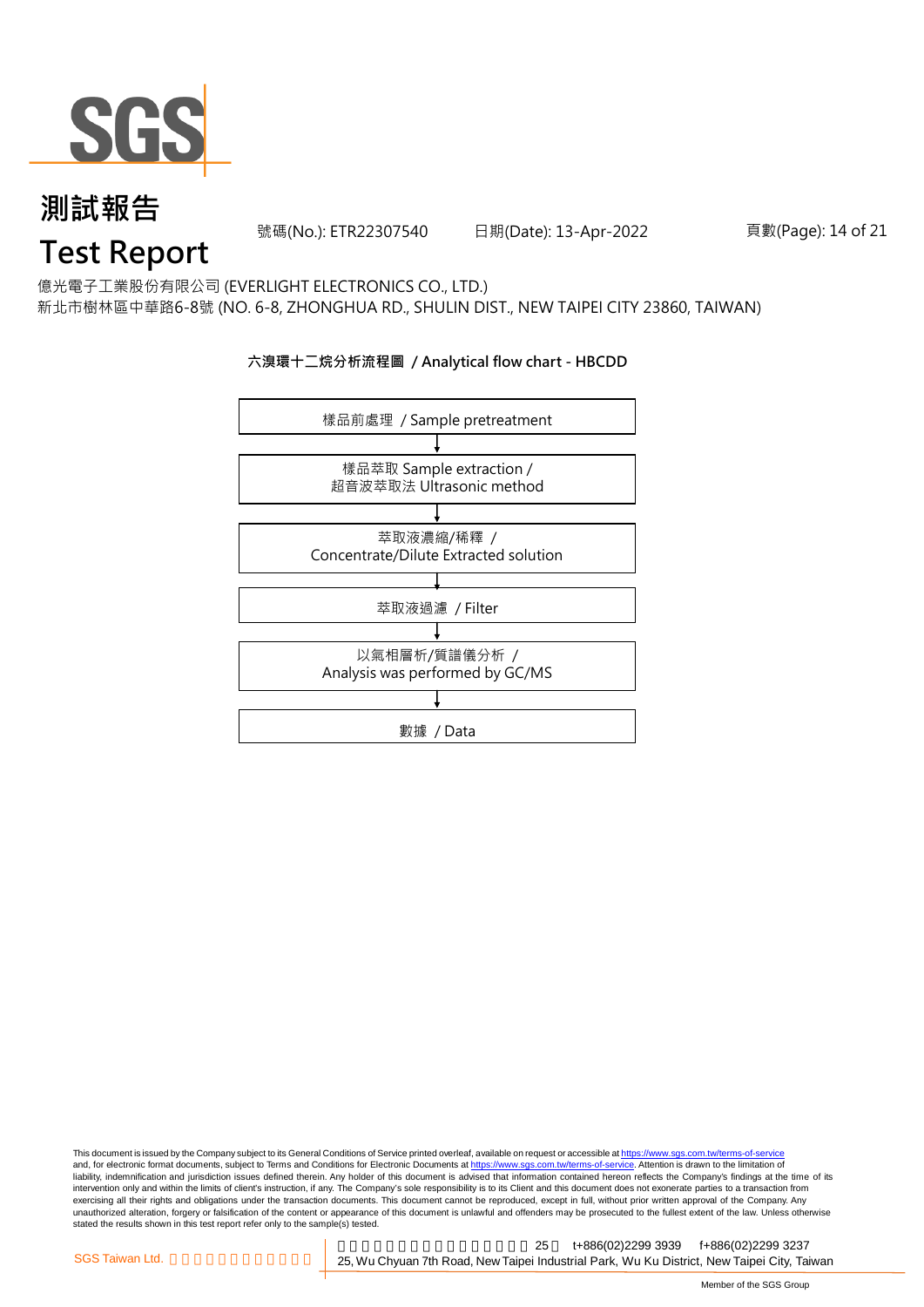# 測試報告
# Test Report

號碼(No.): ETR22307540　　日期(Date): 13-Apr-2022

億光電子工業股份有限公司 (EVERLIGHT ELECTRONICS CO., LTD.)
新北市樹林區中華路6-8號 (NO. 6-8, ZHONGHUA RD., SHULIN DIST., NEW TAIPEI CITY 23860, TAIWAN)

**六溴環十二烷分析流程圖 / Analytical flow chart - HBCDD**

樣品前處理 / Sample pretreatment

↓

樣品萃取 Sample extraction /
超音波萃取法 Ultrasonic method

↓

萃取液濃縮/稀釋 /
Concentrate/Dilute Extracted solution

↓

萃取液過濾 / Filter

↓

以氣相層析/質譜儀分析 /
Analysis was performed by GC/MS

↓

數據 / Data

This document is issued by the Company subject to its General Conditions of Service printed overleaf, available on request or accessible at https://www.sgs.com.tw/terms-of-service and, for electronic format documents, subject to Terms and Conditions for Electronic Documents at https://www.sgs.com.tw/terms-of-service. Attention is drawn to the limitation of liability, indemnification and jurisdiction issues defined therein. Any holder of this document is advised that information contained hereon reflects the Company's findings at the time of its intervention only and within the limits of client's instruction, if any. The Company's sole responsibility is to its Client and this document does not exonerate parties to a transaction from exercising all their rights and obligations under the transaction documents. This document cannot be reproduced, except in full, without prior written approval of the Company. Any unauthorized alteration, forgery or falsification of the content or appearance of this document is unlawful and offenders may be prosecuted to the fullest extent of the law. Unless otherwise stated the results shown in this test report refer only to the sample(s) tested.

SGS Taiwan Ltd. | 25 t+886(02)2299 3939 f+886(02)2299 3237
25, Wu Chyuan 7th Road, New Taipei Industrial Park, Wu Ku District, New Taipei City, Taiwan

Member of the SGS Group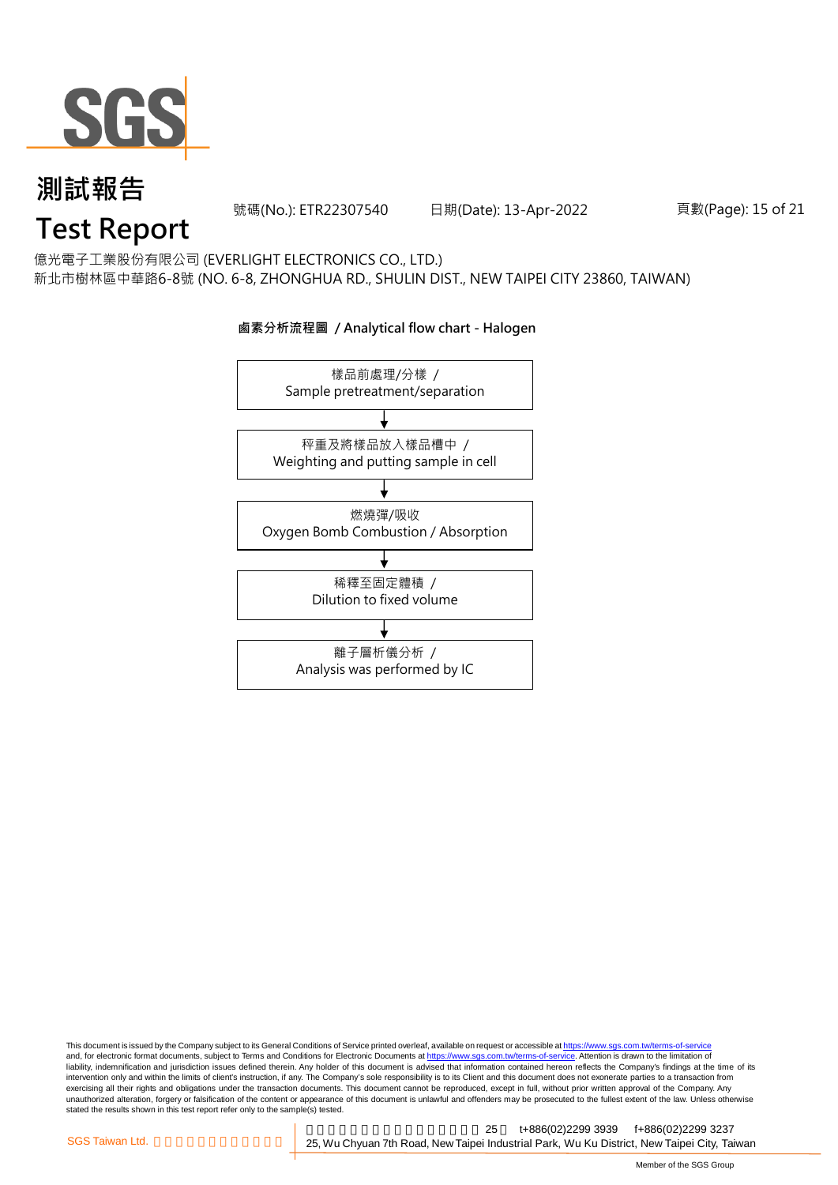億光電子工業股份有限公司 (EVERLIGHT ELECTRONICS CO., LTD.)
新北市樹林區中華路6-8號 (NO. 6-8, ZHONGHUA RD., SHULIN DIST., NEW TAIPEI CITY 23860, TAIWAN)

**鹵素分析流程圖 / Analytical flow chart - Halogen**

樣品前處理/分樣 /
Sample pretreatment/separation

↓

秤重及將樣品放入樣品槽中 /
Weighting and putting sample in cell

↓

燃燒彈/吸收
Oxygen Bomb Combustion / Absorption

↓

稀釋至固定體積 /
Dilution to fixed volume

↓

離子層析儀分析 /
Analysis was performed by IC

This document is issued by the Company subject to its General Conditions of Service printed overleaf, available on request or accessible at https://www.sgs.com.tw/terms-of-service and, for electronic format documents, subject to Terms and Conditions for Electronic Documents at https://www.sgs.com.tw/terms-of-service. Attention is drawn to the limitation of liability, indemnification and jurisdiction issues defined therein. Any holder of this document is advised that information contained hereon reflects the Company's findings at the time of its intervention only and within the limits of client's instruction, if any. The Company's sole responsibility is to its Client and this document does not exonerate parties to a transaction from exercising all their rights and obligations under the transaction documents. This document cannot be reproduced, except in full, without prior written approval of the Company. Any unauthorized alteration, forgery or falsification of the content or appearance of this document is unlawful and offenders may be prosecuted to the fullest extent of the law. Unless otherwise stated the results shown in this test report refer only to the sample(s) tested.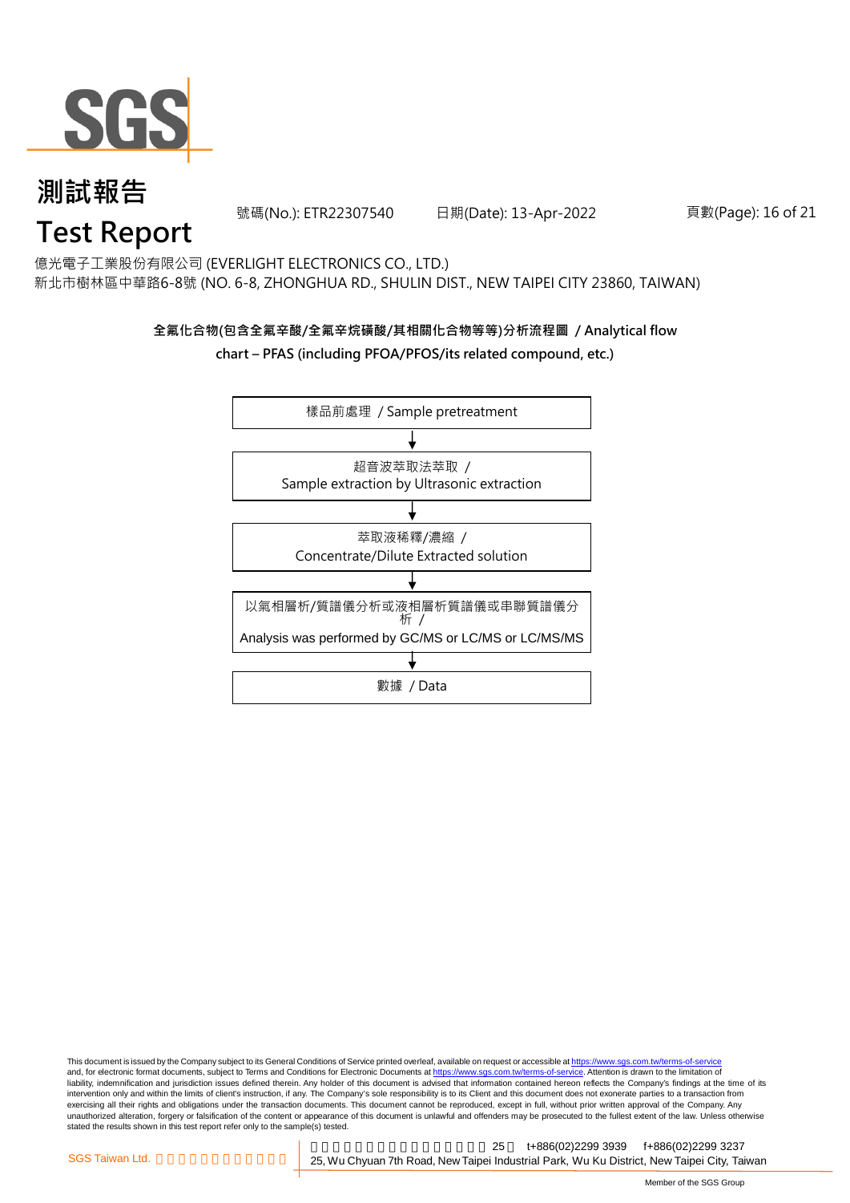# 測試報告
# Test Report

號碼(No.): ETR22307540　　日期(Date): 13-Apr-2022

億光電子工業股份有限公司 (EVERLIGHT ELECTRONICS CO., LTD.)
新北市樹林區中華路6-8號 (NO. 6-8, ZHONGHUA RD., SHULIN DIST., NEW TAIPEI CITY 23860, TAIWAN)

**全氟化合物(包含全氟辛酸/全氟辛烷磺酸/其相關化合物等等)分析流程圖 / Analytical flow chart – PFAS (including PFOA/PFOS/its related compound, etc.)**

樣品前處理 / Sample pretreatment

↓

超音波萃取法萃取 /
Sample extraction by Ultrasonic extraction

↓

萃取液稀釋/濃縮 /
Concentrate/Dilute Extracted solution

↓

以氣相層析/質譜儀分析或液相層析質譜儀或串聯質譜儀分析 /
Analysis was performed by GC/MS or LC/MS or LC/MS/MS

↓

數據 / Data

This document is issued by the Company subject to its General Conditions of Service printed overleaf, available on request or accessible at https://www.sgs.com.tw/terms-of-service and, for electronic format documents, subject to Terms and Conditions for Electronic Documents at https://www.sgs.com.tw/terms-of-service. Attention is drawn to the limitation of liability, indemnification and jurisdiction issues defined therein. Any holder of this document is advised that information contained hereon reflects the Company's findings at the time of its intervention only and within the limits of client's instruction, if any. The Company's sole responsibility is to its Client and this document does not exonerate parties to a transaction from exercising all their rights and obligations under the transaction documents. This document cannot be reproduced, except in full, without prior written approval of the Company. Any unauthorized alteration, forgery or falsification of the content or appearance of this document is unlawful and offenders may be prosecuted to the fullest extent of the law. Unless otherwise stated the results shown in this test report refer only to the sample(s) tested.

SGS Taiwan Ltd. 　25, Wu Chyuan 7th Road, New Taipei Industrial Park, Wu Ku District, New Taipei City, Taiwan　t+886(02)2299 3939　f+886(02)2299 3237

Member of the SGS Group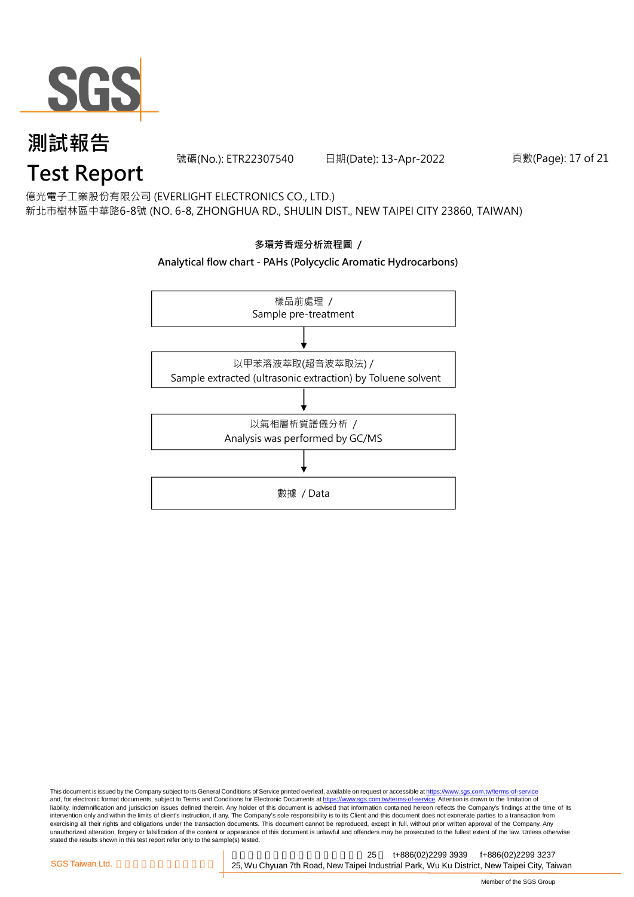# 測試報告
# Test Report

號碼(No.): ETR22307540　　日期(Date): 13-Apr-2022

億光電子工業股份有限公司 (EVERLIGHT ELECTRONICS CO., LTD.)
新北市樹林區中華路6-8號 (NO. 6-8, ZHONGHUA RD., SHULIN DIST., NEW TAIPEI CITY 23860, TAIWAN)

**多環芳香烴分析流程圖 /**

**Analytical flow chart - PAHs (Polycyclic Aromatic Hydrocarbons)**

樣品前處理 /
Sample pre-treatment

↓

以甲苯溶液萃取(超音波萃取法) /
Sample extracted (ultrasonic extraction) by Toluene solvent

↓

以氣相層析質譜儀分析 /
Analysis was performed by GC/MS

↓

數據 / Data

This document is issued by the Company subject to its General Conditions of Service printed overleaf, available on request or accessible at https://www.sgs.com.tw/terms-of-service and, for electronic format documents, subject to Terms and Conditions for Electronic Documents at https://www.sgs.com.tw/terms-of-service. Attention is drawn to the limitation of liability, indemnification and jurisdiction issues defined therein. Any holder of this document is advised that information contained hereon reflects the Company's findings at the time of its intervention only and within the limits of client's instruction, if any. The Company's sole responsibility is to its Client and this document does not exonerate parties to a transaction from exercising all their rights and obligations under the transaction documents. This document cannot be reproduced, except in full, without prior written approval of the Company. Any unauthorized alteration, forgery or falsification of the content or appearance of this document is unlawful and offenders may be prosecuted to the fullest extent of the law. Unless otherwise stated the results shown in this test report refer only to the sample(s) tested.

SGS Taiwan Ltd. 25 t+886(02)2299 3939 f+886(02)2299 3237
25, Wu Chyuan 7th Road, New Taipei Industrial Park, Wu Ku District, New Taipei City, Taiwan

Member of the SGS Group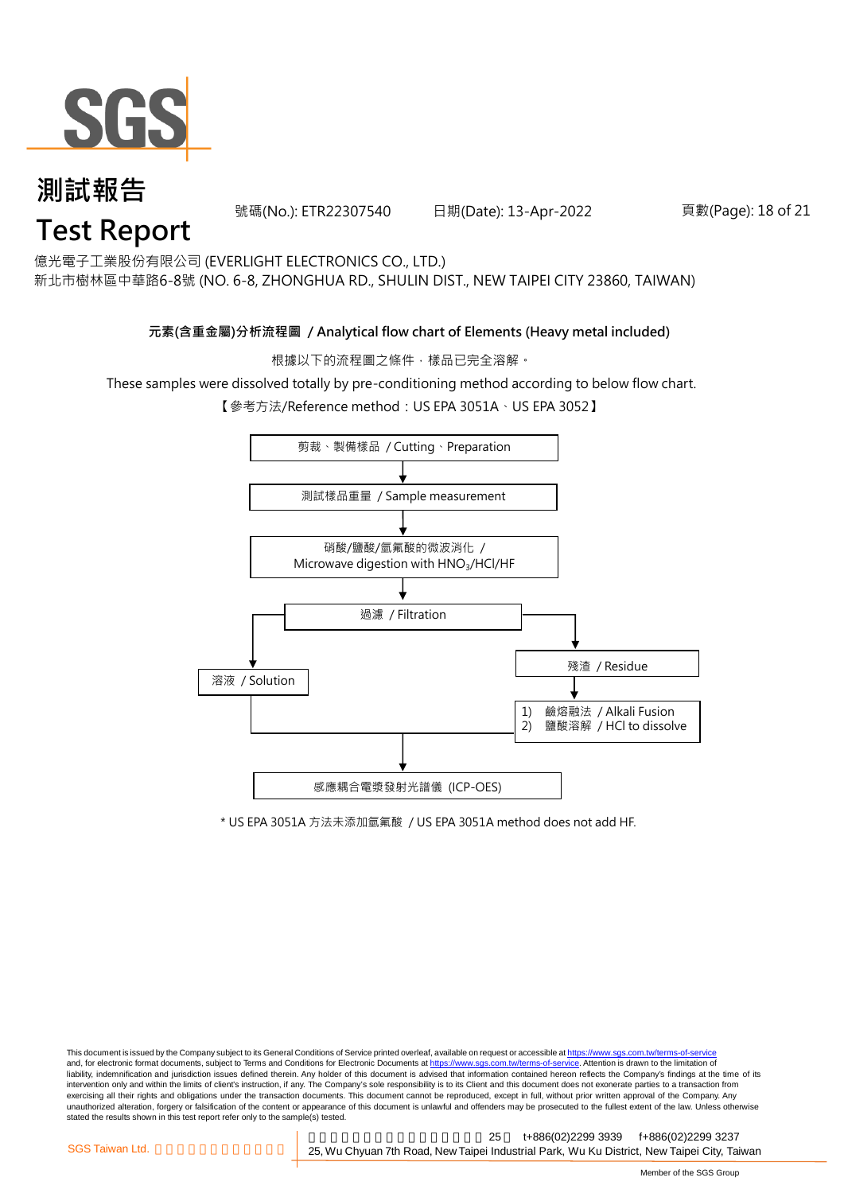# 測試報告
# Test Report

號碼(No.): ETR22307540　　日期(Date): 13-Apr-2022

億光電子工業股份有限公司 (EVERLIGHT ELECTRONICS CO., LTD.)
新北市樹林區中華路6-8號 (NO. 6-8, ZHONGHUA RD., SHULIN DIST., NEW TAIPEI CITY 23860, TAIWAN)

## 元素(含重金屬)分析流程圖 / Analytical flow chart of Elements (Heavy metal included)

根據以下的流程圖之條件，樣品已完全溶解。

These samples were dissolved totally by pre-conditioning method according to below flow chart.

【參考方法/Reference method：US EPA 3051A、US EPA 3052】

剪裁、製備樣品 / Cutting、Preparation
↓
測試樣品重量 / Sample measurement
↓
硝酸/鹽酸/氫氟酸的微波消化 / Microwave digestion with $HNO_3$/HCl/HF
↓
過濾 / Filtration
- → 溶液 / Solution
- → 殘渣 / Residue → 1) 鹼熔融法 / Alkali Fusion　2) 鹽酸溶解 / HCl to dissolve

↓
感應耦合電漿發射光譜儀 (ICP-OES)

\* US EPA 3051A 方法未添加氫氟酸 / US EPA 3051A method does not add HF.

This document is issued by the Company subject to its General Conditions of Service printed overleaf, available on request or accessible at https://www.sgs.com.tw/terms-of-service and, for electronic format documents, subject to Terms and Conditions for Electronic Documents at https://www.sgs.com.tw/terms-of-service. Attention is drawn to the limitation of liability, indemnification and jurisdiction issues defined therein. Any holder of this document is advised that information contained hereon reflects the Company's findings at the time of its intervention only and within the limits of client's instruction, if any. The Company's sole responsibility is to its Client and this document does not exonerate parties to a transaction from exercising all their rights and obligations under the transaction documents. This document cannot be reproduced, except in full, without prior written approval of the Company. Any unauthorized alteration, forgery or falsification of the content or appearance of this document is unlawful and offenders may be prosecuted to the fullest extent of the law. Unless otherwise stated the results shown in this test report refer only to the sample(s) tested.

SGS Taiwan Ltd.　25　t+886(02)2299 3939　f+886(02)2299 3237
25, Wu Chyuan 7th Road, New Taipei Industrial Park, Wu Ku District, New Taipei City, Taiwan

Member of the SGS Group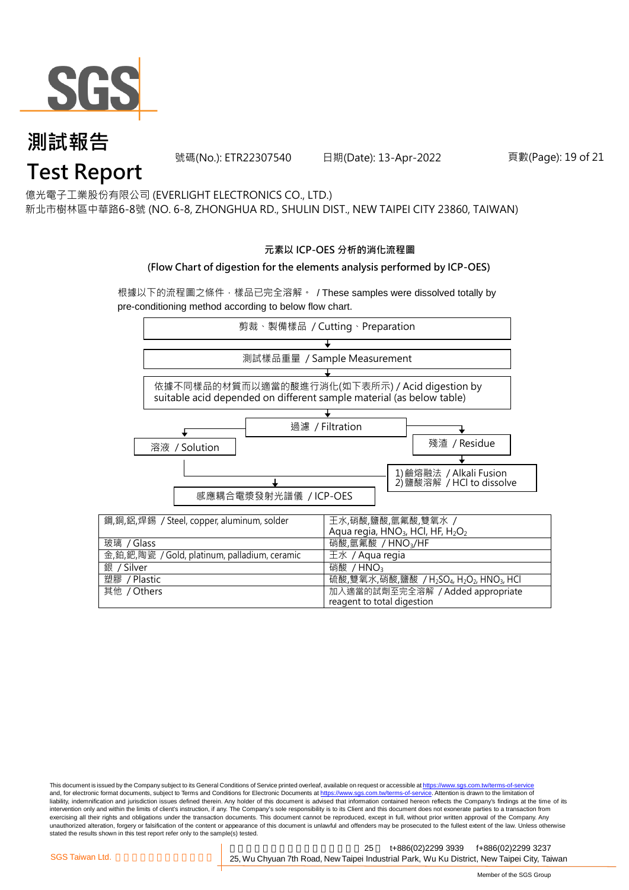# 測試報告

# Test Report

號碼(No.): ETR22307540 日期(Date): 13-Apr-2022

億光電子工業股份有限公司 (EVERLIGHT ELECTRONICS CO., LTD.)
新北市樹林區中華路6-8號 (NO. 6-8, ZHONGHUA RD., SHULIN DIST., NEW TAIPEI CITY 23860, TAIWAN)

**元素以 ICP-OES 分析的消化流程圖**

**(Flow Chart of digestion for the elements analysis performed by ICP-OES)**

根據以下的流程圖之條件，樣品已完全溶解。 / These samples were dissolved totally by pre-conditioning method according to below flow chart.

剪裁、製備樣品 / Cutting、Preparation

↓

測試樣品重量 / Sample Measurement

↓

依據不同樣品的材質而以適當的酸進行消化(如下表所示) / Acid digestion by suitable acid depended on different sample material (as below table)

↓

過濾 / Filtration

- 溶液 / Solution → 感應耦合電漿發射光譜儀 / ICP-OES
- 殘渣 / Residue → 1) 鹼熔融法 / Alkali Fusion 2) 鹽酸溶解 / HCl to dissolve → 感應耦合電漿發射光譜儀 / ICP-OES

| | |
|---|---|
| 鋼,銅,鋁,焊錫 / Steel, copper, aluminum, solder | 王水,硝酸,鹽酸,氫氟酸,雙氧水 / Aqua regia, $HNO_3$, HCl, HF, $H_2O_2$ |
| 玻璃 / Glass | 硝酸,氫氟酸 / $HNO_3$/HF |
| 金,鉑,鈀,陶瓷 / Gold, platinum, palladium, ceramic | 王水 / Aqua regia |
| 銀 / Silver | 硝酸 / $HNO_3$ |
| 塑膠 / Plastic | 硫酸,雙氧水,硝酸,鹽酸 / $H_2SO_4$, $H_2O_2$, $HNO_3$, HCl |
| 其他 / Others | 加入適當的試劑至完全溶解 / Added appropriate reagent to total digestion |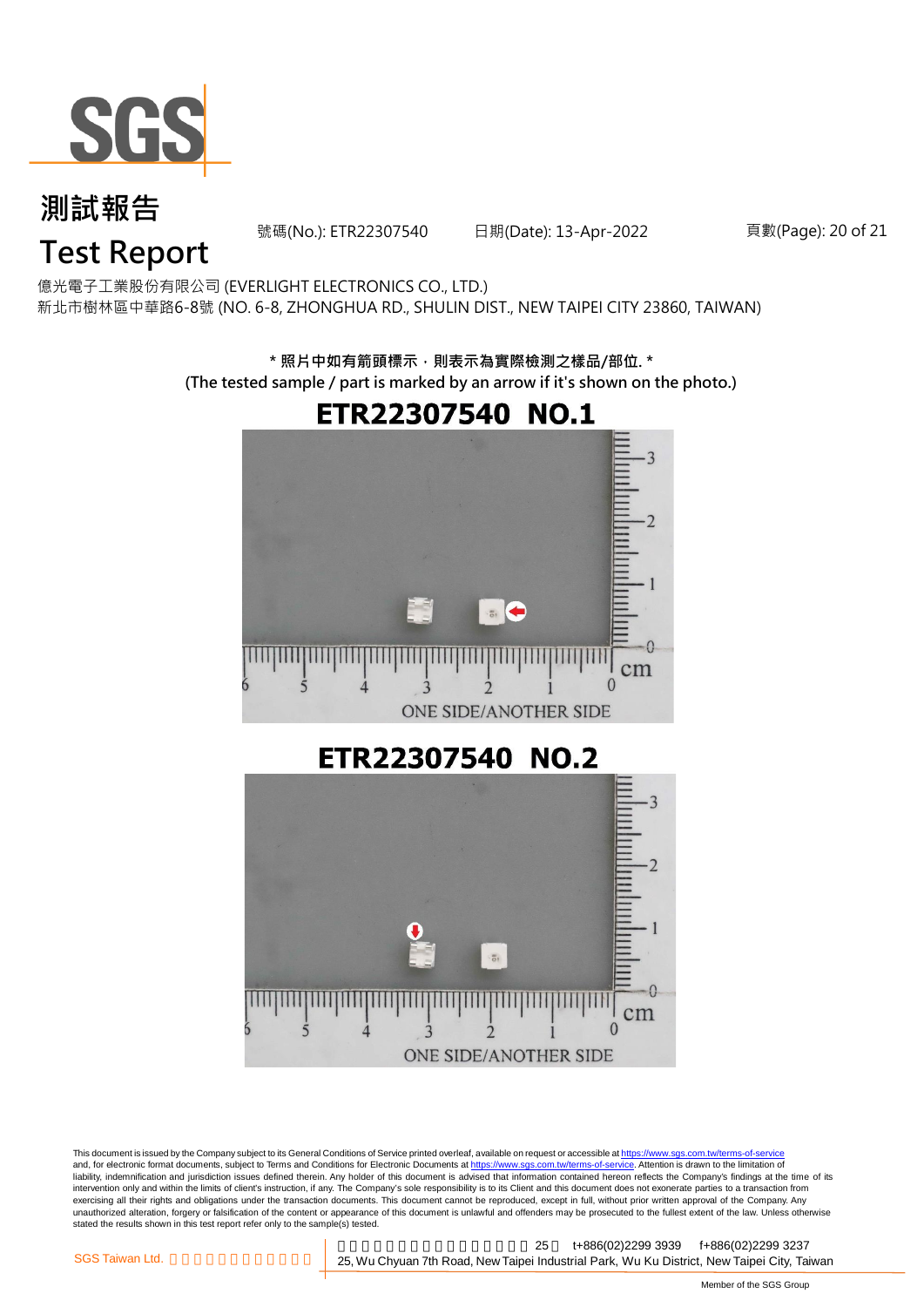# 測試報告

# Test Report

號碼(No.): ETR22307540　　日期(Date): 13-Apr-2022

億光電子工業股份有限公司 (EVERLIGHT ELECTRONICS CO., LTD.)

新北市樹林區中華路6-8號 (NO. 6-8, ZHONGHUA RD., SHULIN DIST., NEW TAIPEI CITY 23860, TAIWAN)

**\* 照片中如有箭頭標示，則表示為實際檢測之樣品/部位. \***

**(The tested sample / part is marked by an arrow if it's shown on the photo.)**

**ETR22307540 NO.1**

ONE SIDE/ANOTHER SIDE

**ETR22307540 NO.2**

ONE SIDE/ANOTHER SIDE

This document is issued by the Company subject to its General Conditions of Service printed overleaf, available on request or accessible at https://www.sgs.com.tw/terms-of-service and, for electronic format documents, subject to Terms and Conditions for Electronic Documents at https://www.sgs.com.tw/terms-of-service. Attention is drawn to the limitation of liability, indemnification and jurisdiction issues defined therein. Any holder of this document is advised that information contained hereon reflects the Company's findings at the time of its intervention only and within the limits of client's instruction, if any. The Company's sole responsibility is to its Client and this document does not exonerate parties to a transaction from exercising all their rights and obligations under the transaction documents. This document cannot be reproduced, except in full, without prior written approval of the Company. Any unauthorized alteration, forgery or falsification of the content or appearance of this document is unlawful and offenders may be prosecuted to the fullest extent of the law. Unless otherwise stated the results shown in this test report refer only to the sample(s) tested.

SGS Taiwan Ltd. | 25, Wu Chyuan 7th Road, New Taipei Industrial Park, Wu Ku District, New Taipei City, Taiwan | t+886(02)2299 3939 | f+886(02)2299 3237

Member of the SGS Group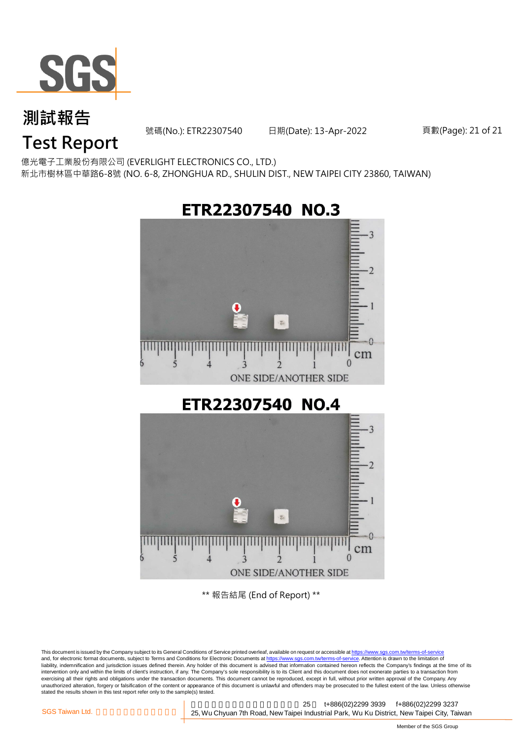# 測試報告
# Test Report

號碼(No.): ETR22307540　　日期(Date): 13-Apr-2022

億光電子工業股份有限公司 (EVERLIGHT ELECTRONICS CO., LTD.)
新北市樹林區中華路6-8號 (NO. 6-8, ZHONGHUA RD., SHULIN DIST., NEW TAIPEI CITY 23860, TAIWAN)

**ETR22307540 NO.3**

ONE SIDE/ANOTHER SIDE

**ETR22307540 NO.4**

ONE SIDE/ANOTHER SIDE

** 報告結尾 (End of Report) **

This document is issued by the Company subject to its General Conditions of Service printed overleaf, available on request or accessible at https://www.sgs.com.tw/terms-of-service and, for electronic format documents, subject to Terms and Conditions for Electronic Documents at https://www.sgs.com.tw/terms-of-service. Attention is drawn to the limitation of liability, indemnification and jurisdiction issues defined therein. Any holder of this document is advised that information contained hereon reflects the Company's findings at the time of its intervention only and within the limits of client's instruction, if any. The Company's sole responsibility is to its Client and this document does not exonerate parties to a transaction from exercising all their rights and obligations under the transaction documents. This document cannot be reproduced, except in full, without prior written approval of the Company. Any unauthorized alteration, forgery or falsification of the content or appearance of this document is unlawful and offenders may be prosecuted to the fullest extent of the law. Unless otherwise stated the results shown in this test report refer only to the sample(s) tested.

SGS Taiwan Ltd. | 25, Wu Chyuan 7th Road, New Taipei Industrial Park, Wu Ku District, New Taipei City, Taiwan | t+886(02)2299 3939 | f+886(02)2299 3237

Member of the SGS Group